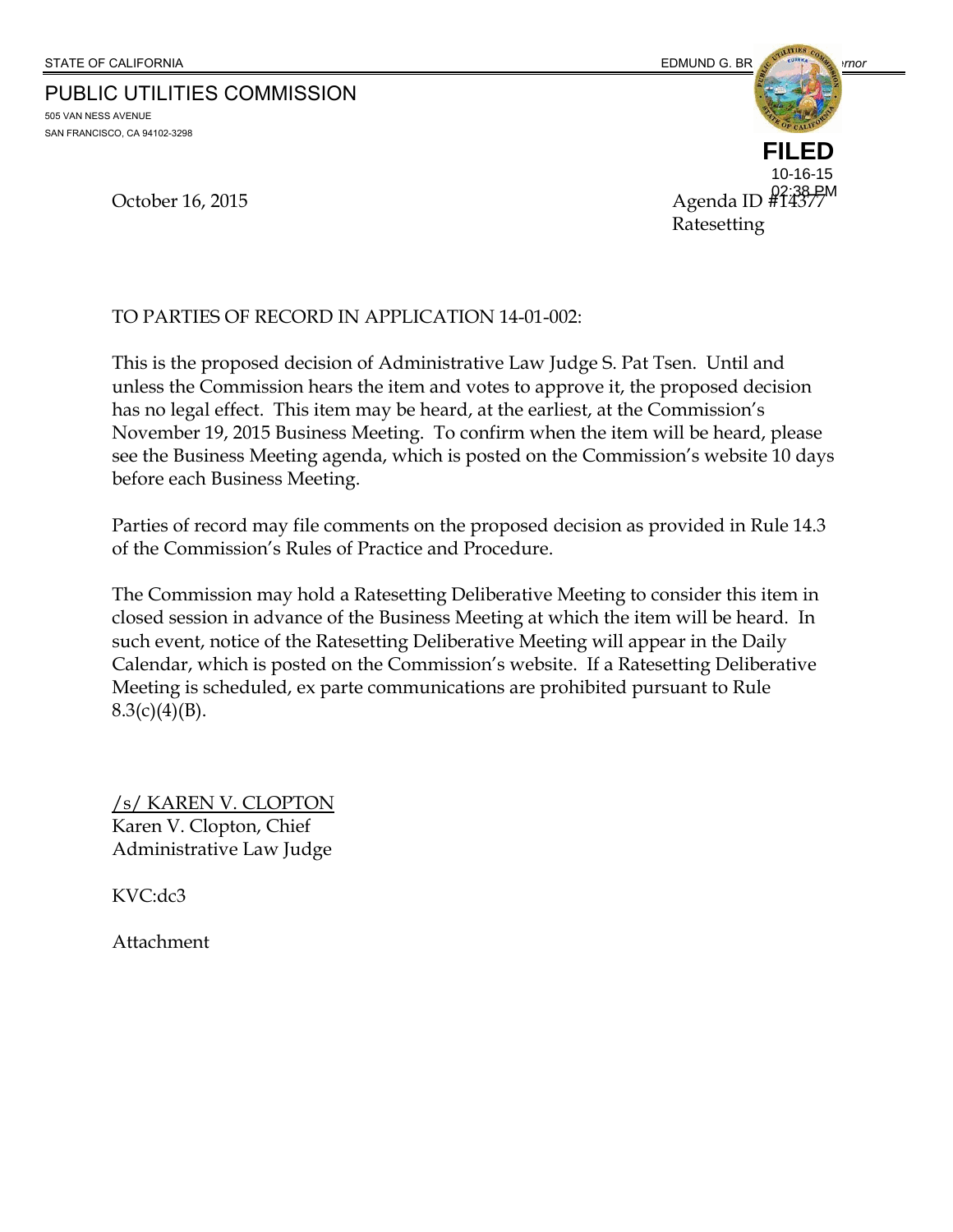STATE OF CALIFORNIA EDMUND G. BROWN JR., Governor

PUBLIC UTILITIES COMMISSION
505 VAN NESS AVENUE
SAN FRANCISCO, CA 94102-3298

**FILED**
10-16-15
02:38 PM

October 16, 2015 Agenda ID #14377
Ratesetting

TO PARTIES OF RECORD IN APPLICATION 14-01-002:

This is the proposed decision of Administrative Law Judge S. Pat Tsen. Until and unless the Commission hears the item and votes to approve it, the proposed decision has no legal effect. This item may be heard, at the earliest, at the Commission's November 19, 2015 Business Meeting. To confirm when the item will be heard, please see the Business Meeting agenda, which is posted on the Commission's website 10 days before each Business Meeting.

Parties of record may file comments on the proposed decision as provided in Rule 14.3 of the Commission's Rules of Practice and Procedure.

The Commission may hold a Ratesetting Deliberative Meeting to consider this item in closed session in advance of the Business Meeting at which the item will be heard. In such event, notice of the Ratesetting Deliberative Meeting will appear in the Daily Calendar, which is posted on the Commission's website. If a Ratesetting Deliberative Meeting is scheduled, ex parte communications are prohibited pursuant to Rule 8.3(c)(4)(B).

/s/ KAREN V. CLOPTON
Karen V. Clopton, Chief
Administrative Law Judge

KVC:dc3

Attachment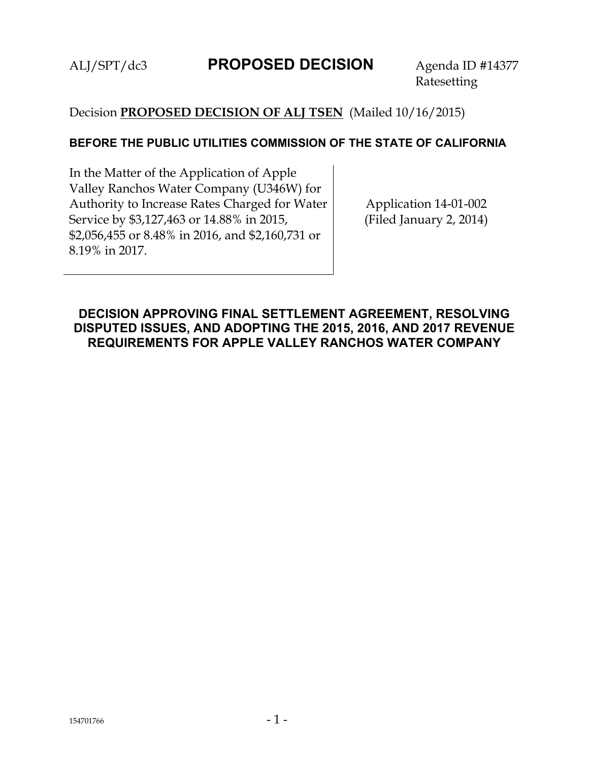ALJ/SPT/dc3 **PROPOSED DECISION** Agenda ID #14377
Ratesetting

Decision **PROPOSED DECISION OF ALJ TSEN** (Mailed 10/16/2015)

**BEFORE THE PUBLIC UTILITIES COMMISSION OF THE STATE OF CALIFORNIA**

| In the Matter of the Application of Apple Valley Ranchos Water Company (U346W) for Authority to Increase Rates Charged for Water Service by $3,127,463 or 14.88% in 2015, $2,056,455 or 8.48% in 2016, and $2,160,731 or 8.19% in 2017. | Application 14-01-002 (Filed January 2, 2014) |
|---|---|

**DECISION APPROVING FINAL SETTLEMENT AGREEMENT, RESOLVING DISPUTED ISSUES, AND ADOPTING THE 2015, 2016, AND 2017 REVENUE REQUIREMENTS FOR APPLE VALLEY RANCHOS WATER COMPANY**

154701766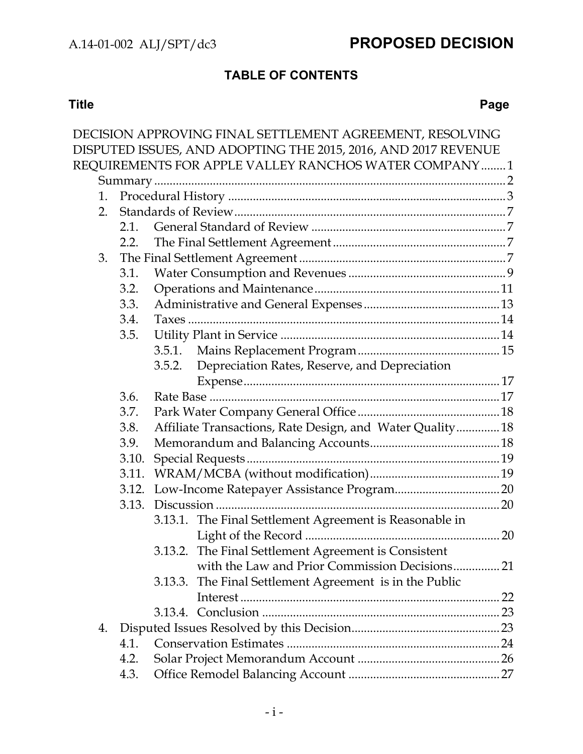**TABLE OF CONTENTS**

| Title | Page |
|---|---|
| DECISION APPROVING FINAL SETTLEMENT AGREEMENT, RESOLVING DISPUTED ISSUES, AND ADOPTING THE 2015, 2016, AND 2017 REVENUE REQUIREMENTS FOR APPLE VALLEY RANCHOS WATER COMPANY | 1 |
| Summary | 2 |
| 1. Procedural History | 3 |
| 2. Standards of Review | 7 |
| 2.1. General Standard of Review | 7 |
| 2.2. The Final Settlement Agreement | 7 |
| 3. The Final Settlement Agreement | 7 |
| 3.1. Water Consumption and Revenues | 9 |
| 3.2. Operations and Maintenance | 11 |
| 3.3. Administrative and General Expenses | 13 |
| 3.4. Taxes | 14 |
| 3.5. Utility Plant in Service | 14 |
| 3.5.1. Mains Replacement Program | 15 |
| 3.5.2. Depreciation Rates, Reserve, and Depreciation Expense | 17 |
| 3.6. Rate Base | 17 |
| 3.7. Park Water Company General Office | 18 |
| 3.8. Affiliate Transactions, Rate Design, and Water Quality | 18 |
| 3.9. Memorandum and Balancing Accounts | 18 |
| 3.10. Special Requests | 19 |
| 3.11. WRAM/MCBA (without modification) | 19 |
| 3.12. Low-Income Ratepayer Assistance Program | 20 |
| 3.13. Discussion | 20 |
| 3.13.1. The Final Settlement Agreement is Reasonable in Light of the Record | 20 |
| 3.13.2. The Final Settlement Agreement is Consistent with the Law and Prior Commission Decisions | 21 |
| 3.13.3. The Final Settlement Agreement is in the Public Interest | 22 |
| 3.13.4. Conclusion | 23 |
| 4. Disputed Issues Resolved by this Decision | 23 |
| 4.1. Conservation Estimates | 24 |
| 4.2. Solar Project Memorandum Account | 26 |
| 4.3. Office Remodel Balancing Account | 27 |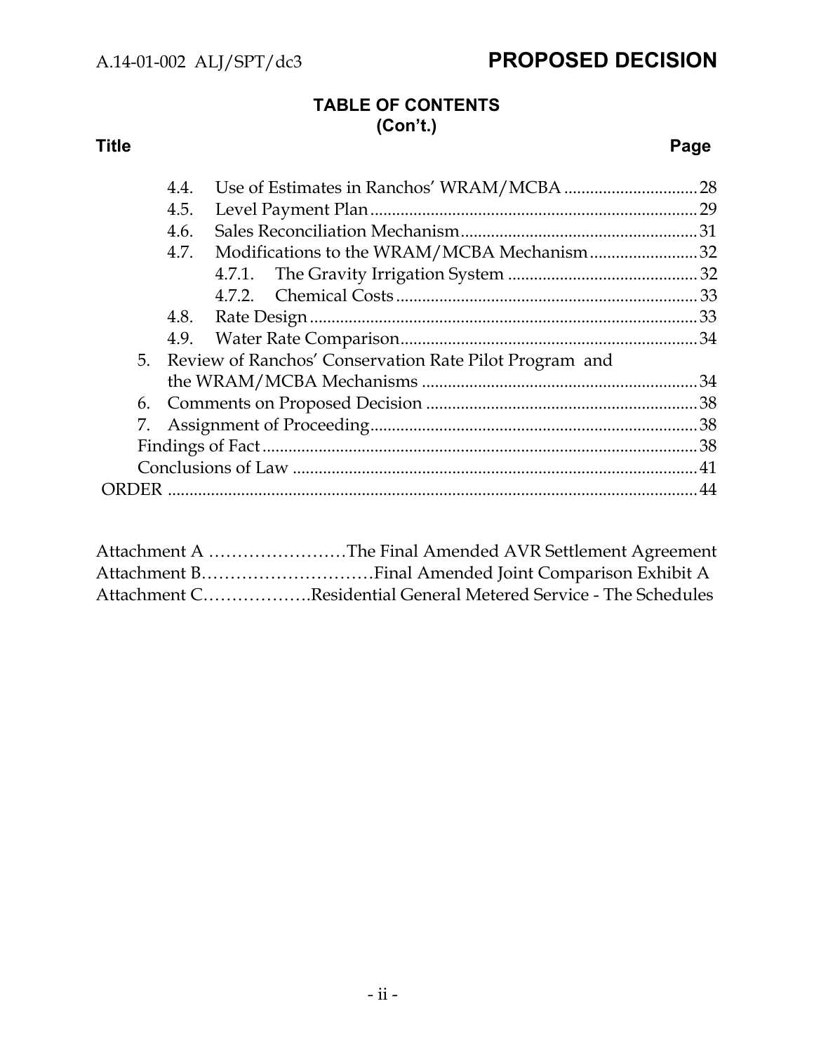**TABLE OF CONTENTS**
**(Con't.)**

| Title | Page |
|---|---|
| 4.4. Use of Estimates in Ranchos' WRAM/MCBA | 28 |
| 4.5. Level Payment Plan | 29 |
| 4.6. Sales Reconciliation Mechanism | 31 |
| 4.7. Modifications to the WRAM/MCBA Mechanism | 32 |
| 4.7.1. The Gravity Irrigation System | 32 |
| 4.7.2. Chemical Costs | 33 |
| 4.8. Rate Design | 33 |
| 4.9. Water Rate Comparison | 34 |
| 5. Review of Ranchos' Conservation Rate Pilot Program and the WRAM/MCBA Mechanisms | 34 |
| 6. Comments on Proposed Decision | 38 |
| 7. Assignment of Proceeding | 38 |
| Findings of Fact | 38 |
| Conclusions of Law | 41 |
| ORDER | 44 |

Attachment A ……………………The Final Amended AVR Settlement Agreement
Attachment B…………………………Final Amended Joint Comparison Exhibit A
Attachment C……………….Residential General Metered Service - The Schedules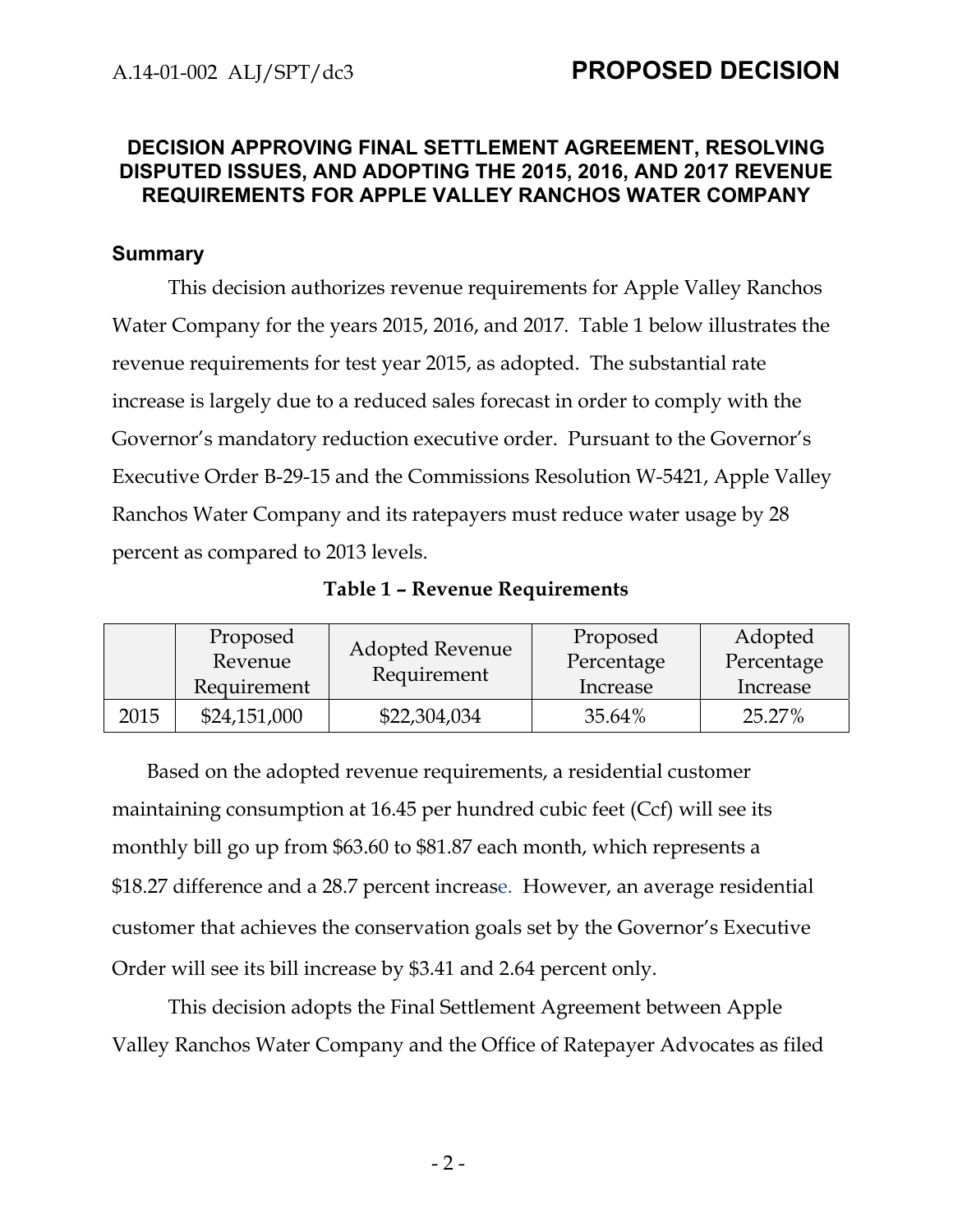**DECISION APPROVING FINAL SETTLEMENT AGREEMENT, RESOLVING DISPUTED ISSUES, AND ADOPTING THE 2015, 2016, AND 2017 REVENUE REQUIREMENTS FOR APPLE VALLEY RANCHOS WATER COMPANY**

## Summary

This decision authorizes revenue requirements for Apple Valley Ranchos Water Company for the years 2015, 2016, and 2017. Table 1 below illustrates the revenue requirements for test year 2015, as adopted. The substantial rate increase is largely due to a reduced sales forecast in order to comply with the Governor's mandatory reduction executive order. Pursuant to the Governor's Executive Order B-29-15 and the Commissions Resolution W-5421, Apple Valley Ranchos Water Company and its ratepayers must reduce water usage by 28 percent as compared to 2013 levels.

**Table 1 – Revenue Requirements**

| | Proposed Revenue Requirement | Adopted Revenue Requirement | Proposed Percentage Increase | Adopted Percentage Increase |
|---|---|---|---|---|
| 2015 | $24,151,000 | $22,304,034 | 35.64% | 25.27% |

Based on the adopted revenue requirements, a residential customer maintaining consumption at 16.45 per hundred cubic feet (Ccf) will see its monthly bill go up from $63.60 to $81.87 each month, which represents a $18.27 difference and a 28.7 percent increase. However, an average residential customer that achieves the conservation goals set by the Governor's Executive Order will see its bill increase by $3.41 and 2.64 percent only.

This decision adopts the Final Settlement Agreement between Apple Valley Ranchos Water Company and the Office of Ratepayer Advocates as filed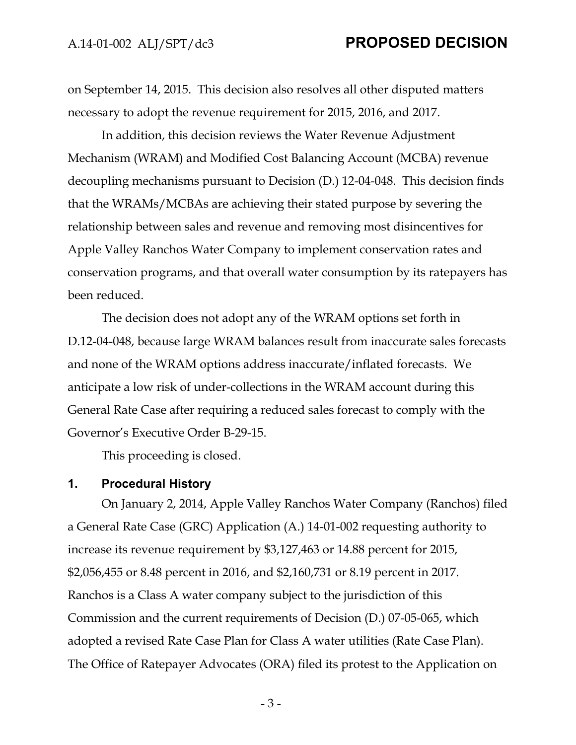on September 14, 2015. This decision also resolves all other disputed matters necessary to adopt the revenue requirement for 2015, 2016, and 2017.

In addition, this decision reviews the Water Revenue Adjustment Mechanism (WRAM) and Modified Cost Balancing Account (MCBA) revenue decoupling mechanisms pursuant to Decision (D.) 12-04-048. This decision finds that the WRAMs/MCBAs are achieving their stated purpose by severing the relationship between sales and revenue and removing most disincentives for Apple Valley Ranchos Water Company to implement conservation rates and conservation programs, and that overall water consumption by its ratepayers has been reduced.

The decision does not adopt any of the WRAM options set forth in D.12-04-048, because large WRAM balances result from inaccurate sales forecasts and none of the WRAM options address inaccurate/inflated forecasts. We anticipate a low risk of under-collections in the WRAM account during this General Rate Case after requiring a reduced sales forecast to comply with the Governor's Executive Order B-29-15.

This proceeding is closed.

## 1. Procedural History

On January 2, 2014, Apple Valley Ranchos Water Company (Ranchos) filed a General Rate Case (GRC) Application (A.) 14-01-002 requesting authority to increase its revenue requirement by $3,127,463 or 14.88 percent for 2015, $2,056,455 or 8.48 percent in 2016, and $2,160,731 or 8.19 percent in 2017. Ranchos is a Class A water company subject to the jurisdiction of this Commission and the current requirements of Decision (D.) 07-05-065, which adopted a revised Rate Case Plan for Class A water utilities (Rate Case Plan). The Office of Ratepayer Advocates (ORA) filed its protest to the Application on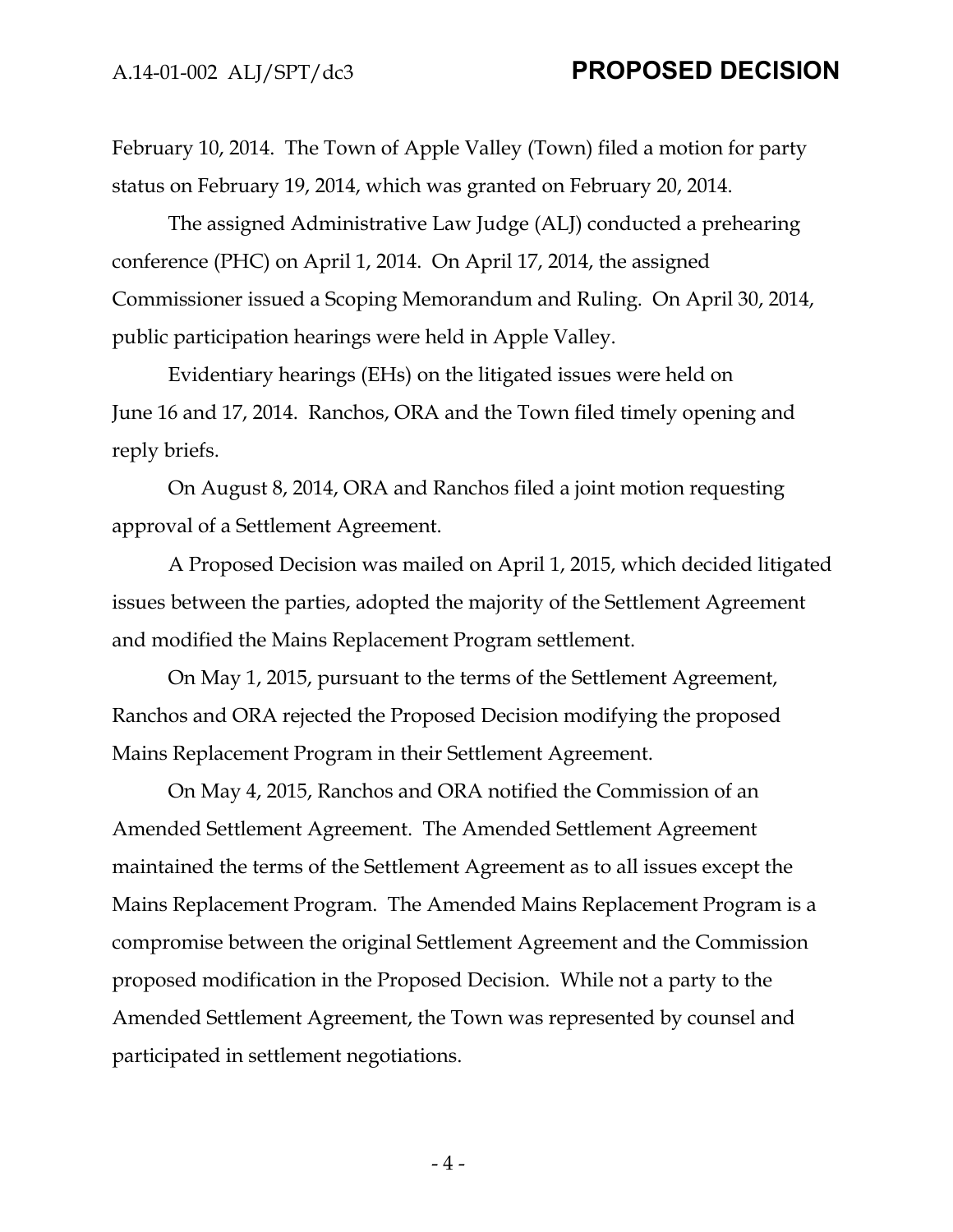February 10, 2014. The Town of Apple Valley (Town) filed a motion for party status on February 19, 2014, which was granted on February 20, 2014.

The assigned Administrative Law Judge (ALJ) conducted a prehearing conference (PHC) on April 1, 2014. On April 17, 2014, the assigned Commissioner issued a Scoping Memorandum and Ruling. On April 30, 2014, public participation hearings were held in Apple Valley.

Evidentiary hearings (EHs) on the litigated issues were held on June 16 and 17, 2014. Ranchos, ORA and the Town filed timely opening and reply briefs.

On August 8, 2014, ORA and Ranchos filed a joint motion requesting approval of a Settlement Agreement.

A Proposed Decision was mailed on April 1, 2015, which decided litigated issues between the parties, adopted the majority of the Settlement Agreement and modified the Mains Replacement Program settlement.

On May 1, 2015, pursuant to the terms of the Settlement Agreement, Ranchos and ORA rejected the Proposed Decision modifying the proposed Mains Replacement Program in their Settlement Agreement.

On May 4, 2015, Ranchos and ORA notified the Commission of an Amended Settlement Agreement. The Amended Settlement Agreement maintained the terms of the Settlement Agreement as to all issues except the Mains Replacement Program. The Amended Mains Replacement Program is a compromise between the original Settlement Agreement and the Commission proposed modification in the Proposed Decision. While not a party to the Amended Settlement Agreement, the Town was represented by counsel and participated in settlement negotiations.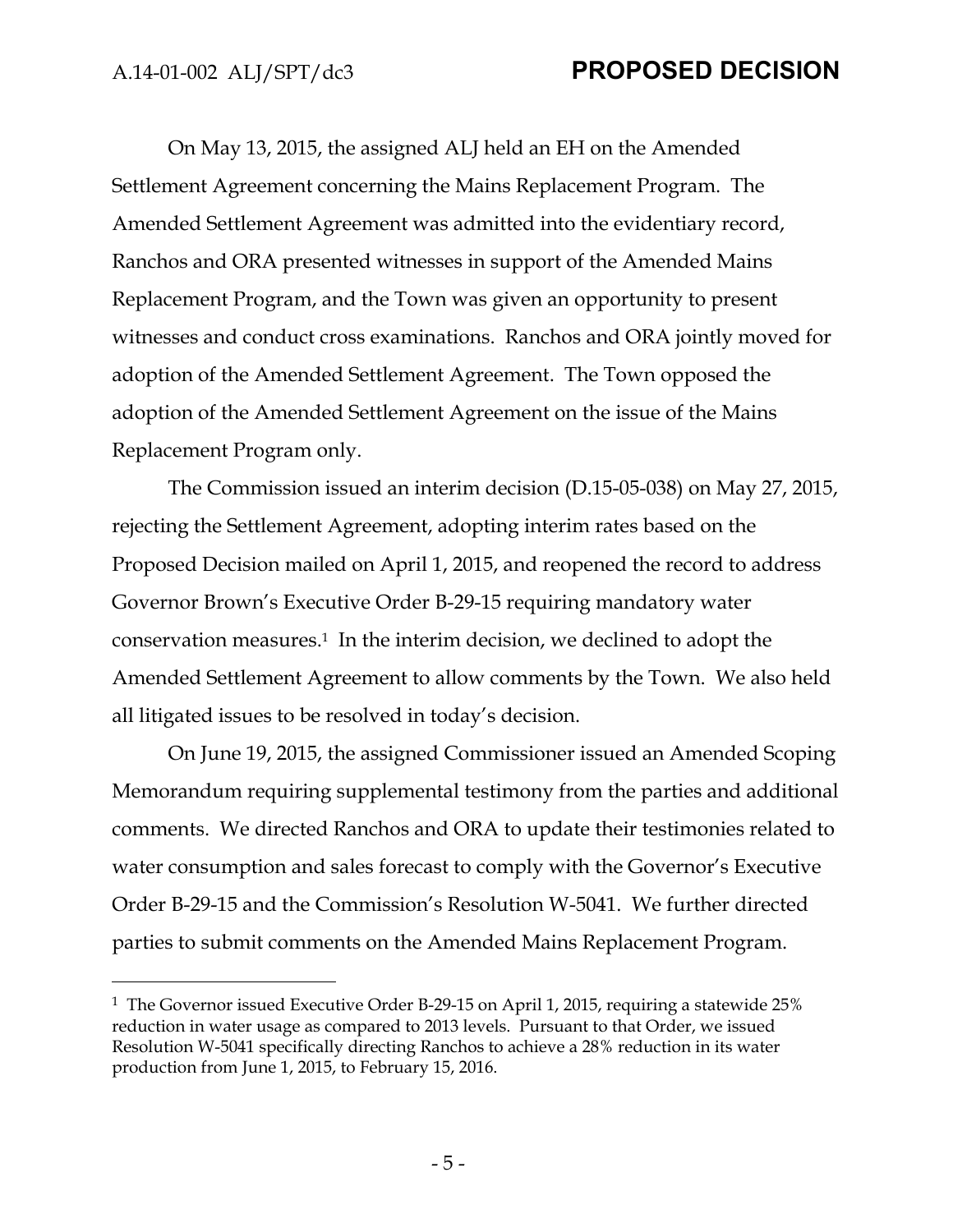On May 13, 2015, the assigned ALJ held an EH on the Amended Settlement Agreement concerning the Mains Replacement Program. The Amended Settlement Agreement was admitted into the evidentiary record, Ranchos and ORA presented witnesses in support of the Amended Mains Replacement Program, and the Town was given an opportunity to present witnesses and conduct cross examinations. Ranchos and ORA jointly moved for adoption of the Amended Settlement Agreement. The Town opposed the adoption of the Amended Settlement Agreement on the issue of the Mains Replacement Program only.

The Commission issued an interim decision (D.15-05-038) on May 27, 2015, rejecting the Settlement Agreement, adopting interim rates based on the Proposed Decision mailed on April 1, 2015, and reopened the record to address Governor Brown's Executive Order B-29-15 requiring mandatory water conservation measures.[1] In the interim decision, we declined to adopt the Amended Settlement Agreement to allow comments by the Town. We also held all litigated issues to be resolved in today's decision.

On June 19, 2015, the assigned Commissioner issued an Amended Scoping Memorandum requiring supplemental testimony from the parties and additional comments. We directed Ranchos and ORA to update their testimonies related to water consumption and sales forecast to comply with the Governor's Executive Order B-29-15 and the Commission's Resolution W-5041. We further directed parties to submit comments on the Amended Mains Replacement Program.

---

[1] The Governor issued Executive Order B-29-15 on April 1, 2015, requiring a statewide 25% reduction in water usage as compared to 2013 levels. Pursuant to that Order, we issued Resolution W-5041 specifically directing Ranchos to achieve a 28% reduction in its water production from June 1, 2015, to February 15, 2016.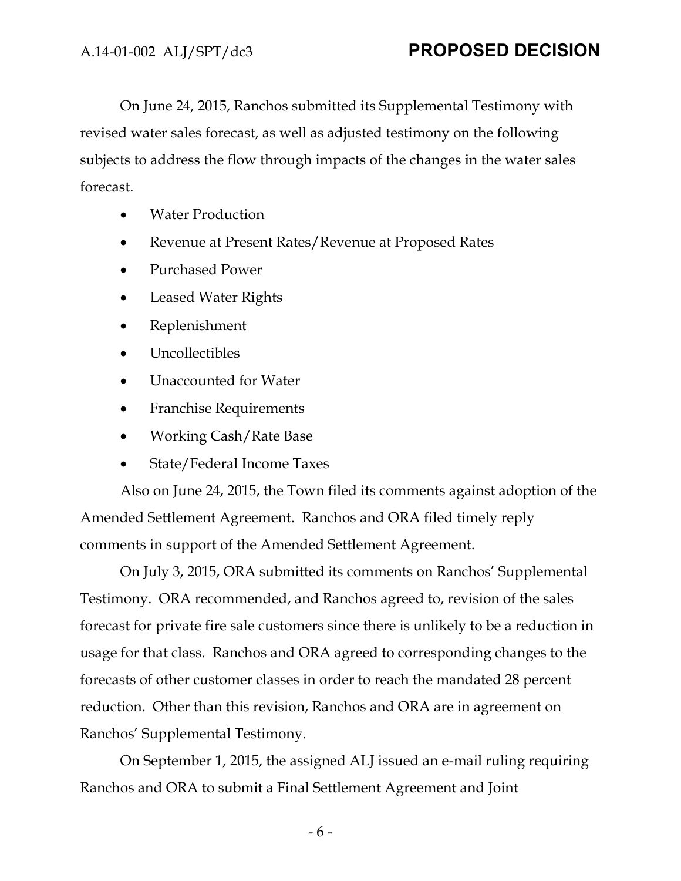On June 24, 2015, Ranchos submitted its Supplemental Testimony with revised water sales forecast, as well as adjusted testimony on the following subjects to address the flow through impacts of the changes in the water sales forecast.

- Water Production
- Revenue at Present Rates/Revenue at Proposed Rates
- Purchased Power
- Leased Water Rights
- Replenishment
- Uncollectibles
- Unaccounted for Water
- Franchise Requirements
- Working Cash/Rate Base
- State/Federal Income Taxes

Also on June 24, 2015, the Town filed its comments against adoption of the Amended Settlement Agreement. Ranchos and ORA filed timely reply comments in support of the Amended Settlement Agreement.

On July 3, 2015, ORA submitted its comments on Ranchos' Supplemental Testimony. ORA recommended, and Ranchos agreed to, revision of the sales forecast for private fire sale customers since there is unlikely to be a reduction in usage for that class. Ranchos and ORA agreed to corresponding changes to the forecasts of other customer classes in order to reach the mandated 28 percent reduction. Other than this revision, Ranchos and ORA are in agreement on Ranchos' Supplemental Testimony.

On September 1, 2015, the assigned ALJ issued an e-mail ruling requiring Ranchos and ORA to submit a Final Settlement Agreement and Joint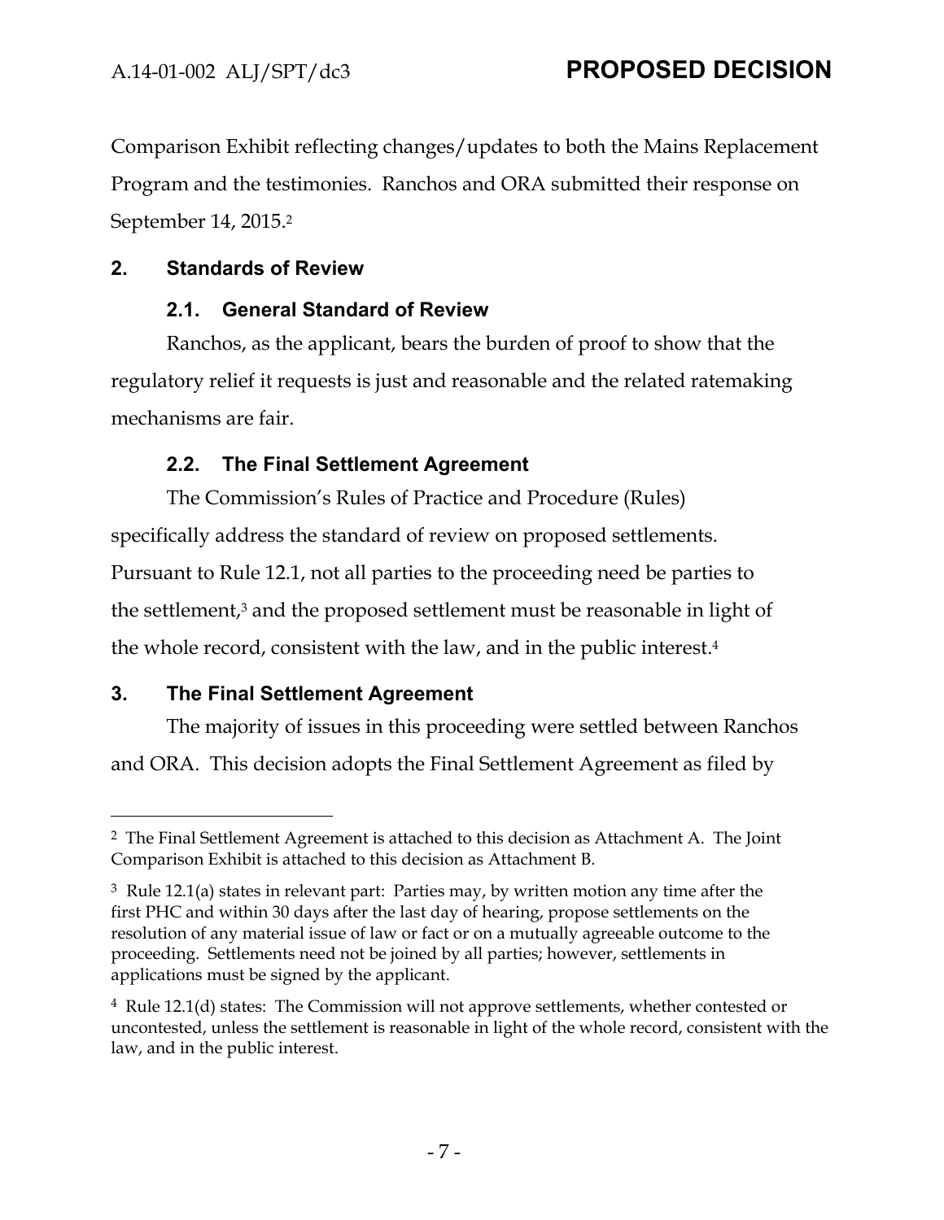Comparison Exhibit reflecting changes/updates to both the Mains Replacement Program and the testimonies. Ranchos and ORA submitted their response on September 14, 2015.[2]

## 2. Standards of Review

### 2.1. General Standard of Review

Ranchos, as the applicant, bears the burden of proof to show that the regulatory relief it requests is just and reasonable and the related ratemaking mechanisms are fair.

### 2.2. The Final Settlement Agreement

The Commission's Rules of Practice and Procedure (Rules) specifically address the standard of review on proposed settlements. Pursuant to Rule 12.1, not all parties to the proceeding need be parties to the settlement,[3] and the proposed settlement must be reasonable in light of the whole record, consistent with the law, and in the public interest.[4]

## 3. The Final Settlement Agreement

The majority of issues in this proceeding were settled between Ranchos and ORA. This decision adopts the Final Settlement Agreement as filed by

---

[2] The Final Settlement Agreement is attached to this decision as Attachment A. The Joint Comparison Exhibit is attached to this decision as Attachment B.

[3] Rule 12.1(a) states in relevant part: Parties may, by written motion any time after the first PHC and within 30 days after the last day of hearing, propose settlements on the resolution of any material issue of law or fact or on a mutually agreeable outcome to the proceeding. Settlements need not be joined by all parties; however, settlements in applications must be signed by the applicant.

[4] Rule 12.1(d) states: The Commission will not approve settlements, whether contested or uncontested, unless the settlement is reasonable in light of the whole record, consistent with the law, and in the public interest.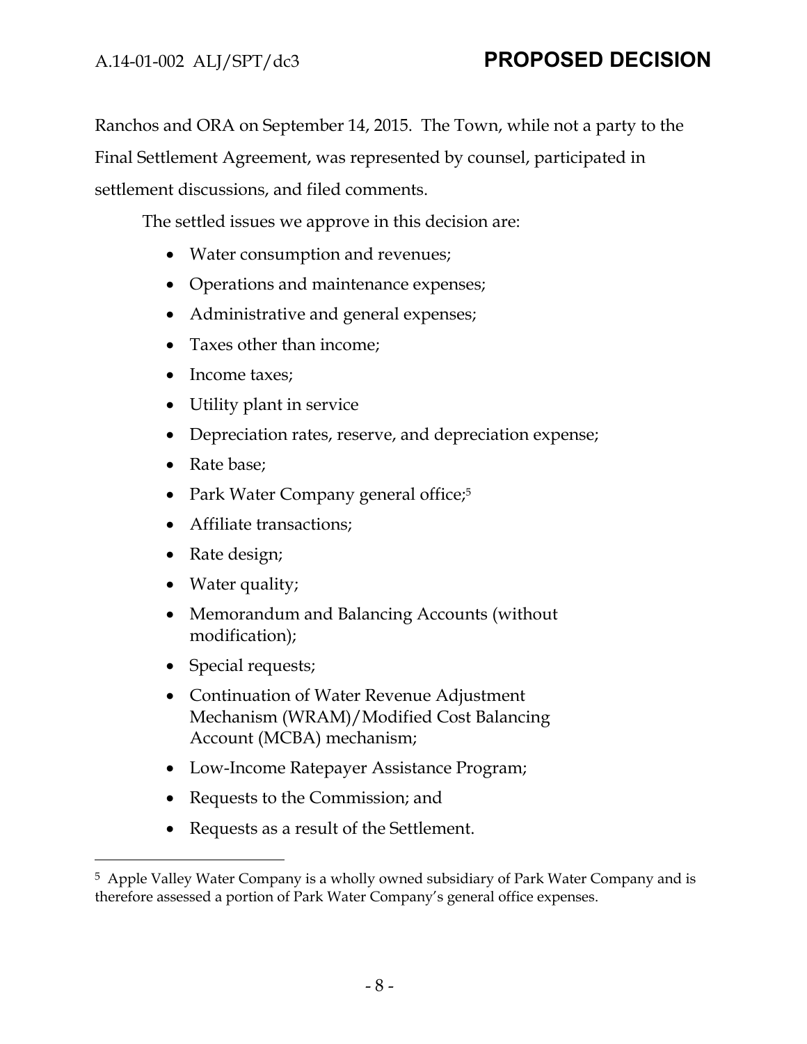Ranchos and ORA on September 14, 2015. The Town, while not a party to the Final Settlement Agreement, was represented by counsel, participated in settlement discussions, and filed comments.

The settled issues we approve in this decision are:

- Water consumption and revenues;
- Operations and maintenance expenses;
- Administrative and general expenses;
- Taxes other than income;
- Income taxes;
- Utility plant in service
- Depreciation rates, reserve, and depreciation expense;
- Rate base;
- Park Water Company general office;[5]
- Affiliate transactions;
- Rate design;
- Water quality;
- Memorandum and Balancing Accounts (without modification);
- Special requests;
- Continuation of Water Revenue Adjustment Mechanism (WRAM)/Modified Cost Balancing Account (MCBA) mechanism;
- Low-Income Ratepayer Assistance Program;
- Requests to the Commission; and
- Requests as a result of the Settlement.

---

[5] Apple Valley Water Company is a wholly owned subsidiary of Park Water Company and is therefore assessed a portion of Park Water Company's general office expenses.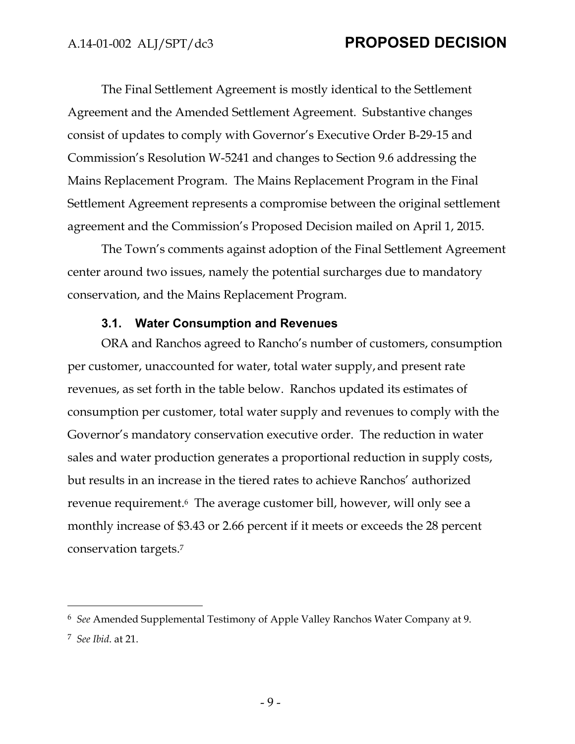The Final Settlement Agreement is mostly identical to the Settlement Agreement and the Amended Settlement Agreement. Substantive changes consist of updates to comply with Governor's Executive Order B-29-15 and Commission's Resolution W-5241 and changes to Section 9.6 addressing the Mains Replacement Program. The Mains Replacement Program in the Final Settlement Agreement represents a compromise between the original settlement agreement and the Commission's Proposed Decision mailed on April 1, 2015.

The Town's comments against adoption of the Final Settlement Agreement center around two issues, namely the potential surcharges due to mandatory conservation, and the Mains Replacement Program.

### 3.1. Water Consumption and Revenues

ORA and Ranchos agreed to Rancho's number of customers, consumption per customer, unaccounted for water, total water supply, and present rate revenues, as set forth in the table below. Ranchos updated its estimates of consumption per customer, total water supply and revenues to comply with the Governor's mandatory conservation executive order. The reduction in water sales and water production generates a proportional reduction in supply costs, but results in an increase in the tiered rates to achieve Ranchos' authorized revenue requirement.[6] The average customer bill, however, will only see a monthly increase of $3.43 or 2.66 percent if it meets or exceeds the 28 percent conservation targets.[7]

---

[6] *See* Amended Supplemental Testimony of Apple Valley Ranchos Water Company at 9.

[7] *See Ibid.* at 21.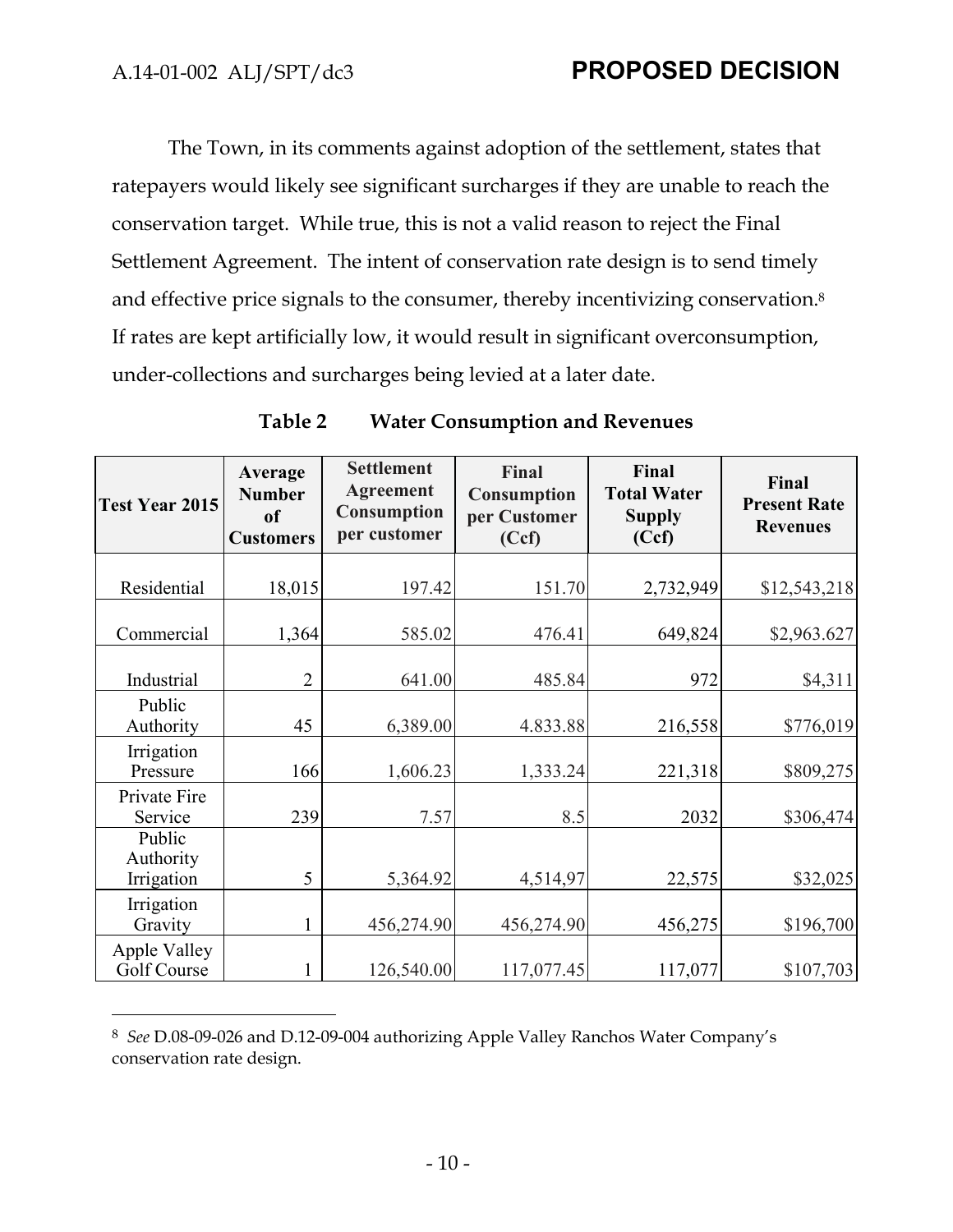The Town, in its comments against adoption of the settlement, states that ratepayers would likely see significant surcharges if they are unable to reach the conservation target. While true, this is not a valid reason to reject the Final Settlement Agreement. The intent of conservation rate design is to send timely and effective price signals to the consumer, thereby incentivizing conservation.[8] If rates are kept artificially low, it would result in significant overconsumption, under-collections and surcharges being levied at a later date.

**Table 2 Water Consumption and Revenues**

| Test Year 2015 | Average Number of Customers | Settlement Agreement Consumption per customer | Final Consumption per Customer (Ccf) | Final Total Water Supply (Ccf) | Final Present Rate Revenues |
|---|---|---|---|---|---|
| Residential | 18,015 | 197.42 | 151.70 | 2,732,949 | $12,543,218 |
| Commercial | 1,364 | 585.02 | 476.41 | 649,824 | $2,963.627 |
| Industrial | 2 | 641.00 | 485.84 | 972 | $4,311 |
| Public Authority | 45 | 6,389.00 | 4.833.88 | 216,558 | $776,019 |
| Irrigation Pressure | 166 | 1,606.23 | 1,333.24 | 221,318 | $809,275 |
| Private Fire Service | 239 | 7.57 | 8.5 | 2032 | $306,474 |
| Public Authority Irrigation | 5 | 5,364.92 | 4,514,97 | 22,575 | $32,025 |
| Irrigation Gravity | 1 | 456,274.90 | 456,274.90 | 456,275 | $196,700 |
| Apple Valley Golf Course | 1 | 126,540.00 | 117,077.45 | 117,077 | $107,703 |

[8] *See* D.08-09-026 and D.12-09-004 authorizing Apple Valley Ranchos Water Company's conservation rate design.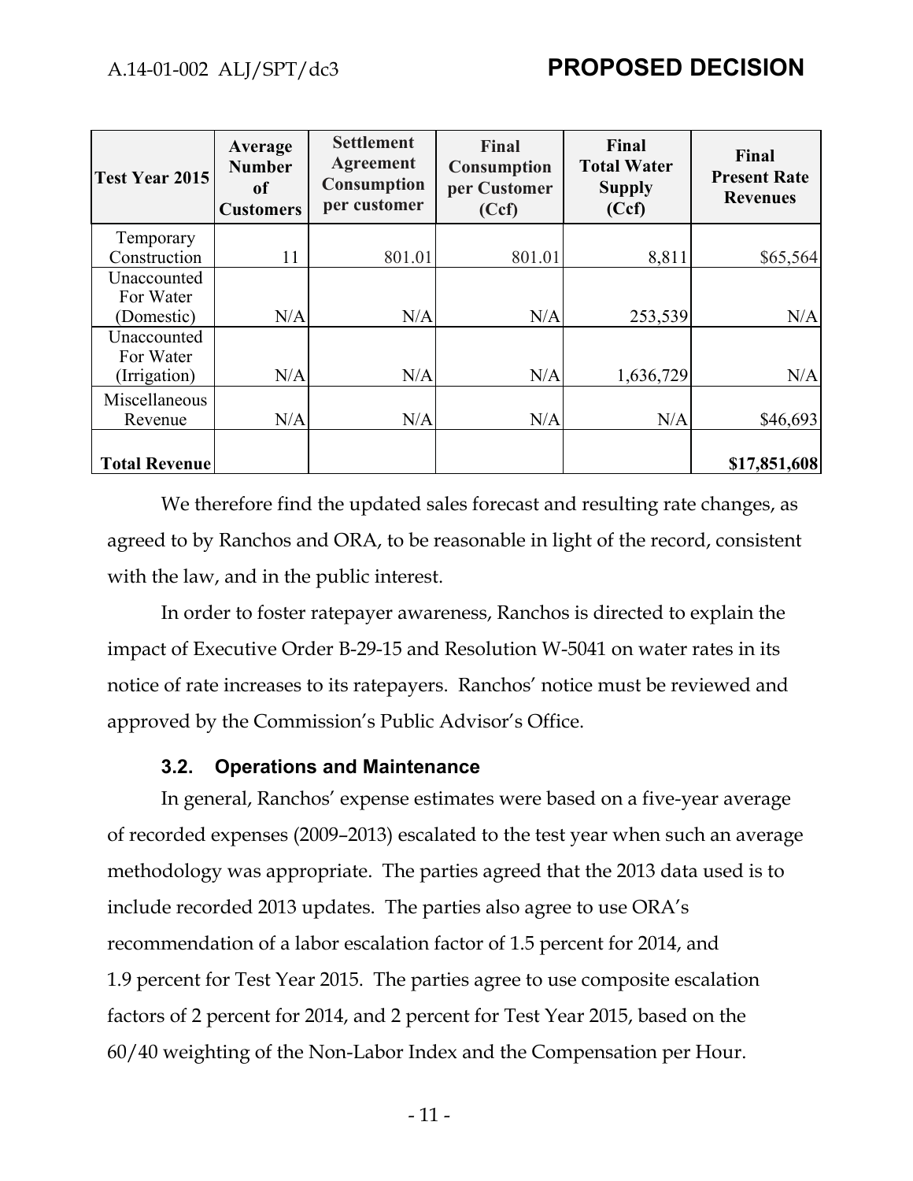| Test Year 2015 | Average Number of Customers | Settlement Agreement Consumption per customer | Final Consumption per Customer (Ccf) | Final Total Water Supply (Ccf) | Final Present Rate Revenues |
|---|---|---|---|---|---|
| Temporary Construction | 11 | 801.01 | 801.01 | 8,811 | $65,564 |
| Unaccounted For Water (Domestic) | N/A | N/A | N/A | 253,539 | N/A |
| Unaccounted For Water (Irrigation) | N/A | N/A | N/A | 1,636,729 | N/A |
| Miscellaneous Revenue | N/A | N/A | N/A | N/A | $46,693 |
| **Total Revenue** | | | | | **$17,851,608** |

We therefore find the updated sales forecast and resulting rate changes, as agreed to by Ranchos and ORA, to be reasonable in light of the record, consistent with the law, and in the public interest.

In order to foster ratepayer awareness, Ranchos is directed to explain the impact of Executive Order B-29-15 and Resolution W-5041 on water rates in its notice of rate increases to its ratepayers. Ranchos' notice must be reviewed and approved by the Commission's Public Advisor's Office.

### 3.2. Operations and Maintenance

In general, Ranchos' expense estimates were based on a five-year average of recorded expenses (2009–2013) escalated to the test year when such an average methodology was appropriate. The parties agreed that the 2013 data used is to include recorded 2013 updates. The parties also agree to use ORA's recommendation of a labor escalation factor of 1.5 percent for 2014, and 1.9 percent for Test Year 2015. The parties agree to use composite escalation factors of 2 percent for 2014, and 2 percent for Test Year 2015, based on the 60/40 weighting of the Non-Labor Index and the Compensation per Hour.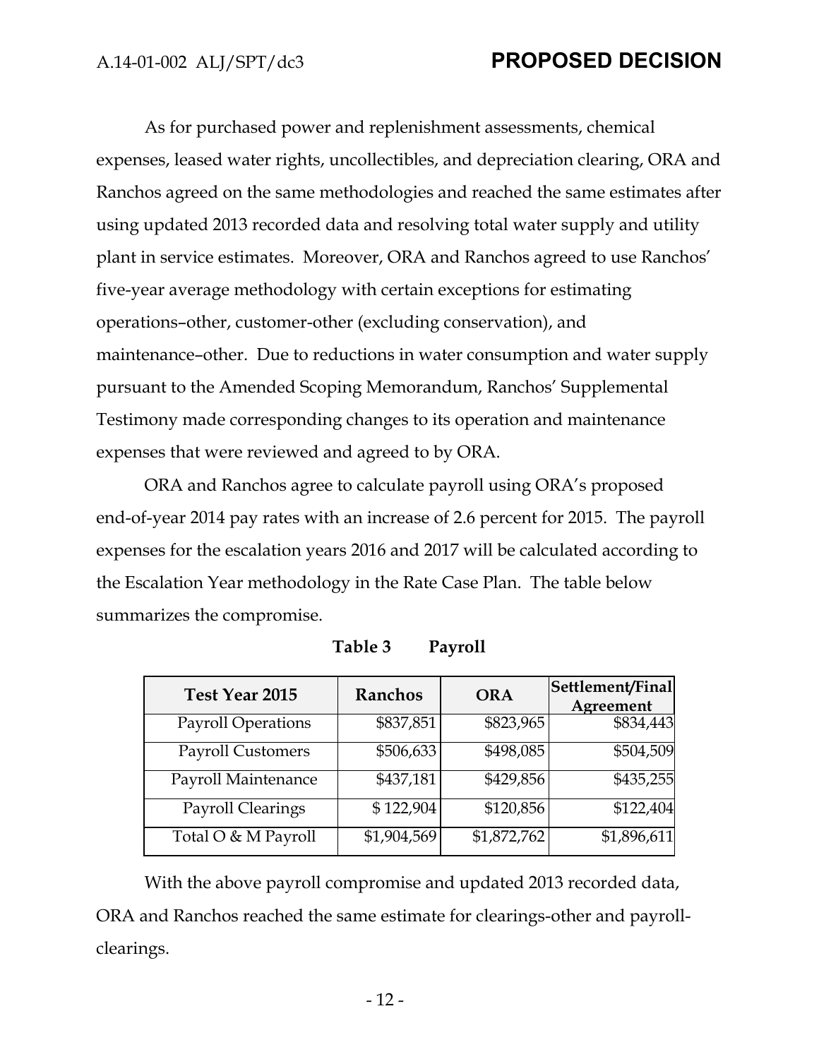As for purchased power and replenishment assessments, chemical expenses, leased water rights, uncollectibles, and depreciation clearing, ORA and Ranchos agreed on the same methodologies and reached the same estimates after using updated 2013 recorded data and resolving total water supply and utility plant in service estimates. Moreover, ORA and Ranchos agreed to use Ranchos' five-year average methodology with certain exceptions for estimating operations–other, customer-other (excluding conservation), and maintenance–other. Due to reductions in water consumption and water supply pursuant to the Amended Scoping Memorandum, Ranchos' Supplemental Testimony made corresponding changes to its operation and maintenance expenses that were reviewed and agreed to by ORA.

ORA and Ranchos agree to calculate payroll using ORA's proposed end-of-year 2014 pay rates with an increase of 2.6 percent for 2015. The payroll expenses for the escalation years 2016 and 2017 will be calculated according to the Escalation Year methodology in the Rate Case Plan. The table below summarizes the compromise.

**Table 3 Payroll**

| Test Year 2015 | Ranchos | ORA | Settlement/Final Agreement |
|---|---|---|---|
| Payroll Operations | $837,851 | $823,965 | $834,443 |
| Payroll Customers | $506,633 | $498,085 | $504,509 |
| Payroll Maintenance | $437,181 | $429,856 | $435,255 |
| Payroll Clearings | $ 122,904 | $120,856 | $122,404 |
| Total O & M Payroll | $1,904,569 | $1,872,762 | $1,896,611 |

With the above payroll compromise and updated 2013 recorded data, ORA and Ranchos reached the same estimate for clearings-other and payroll-clearings.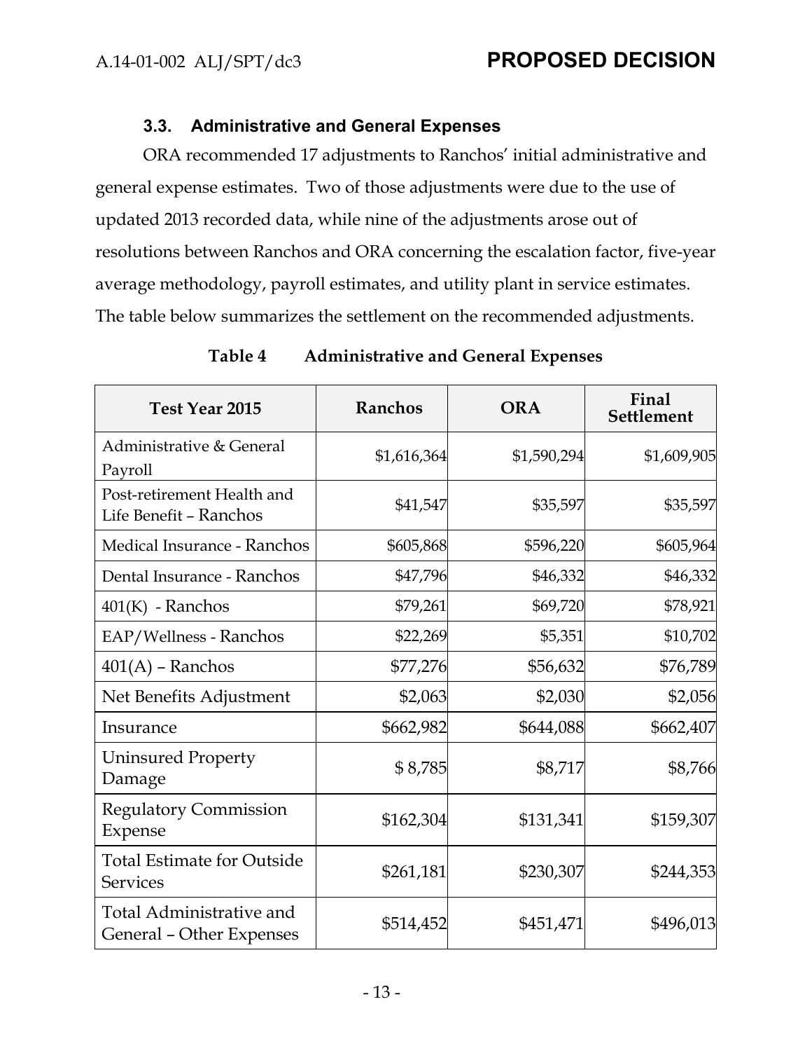### 3.3. Administrative and General Expenses

ORA recommended 17 adjustments to Ranchos' initial administrative and general expense estimates. Two of those adjustments were due to the use of updated 2013 recorded data, while nine of the adjustments arose out of resolutions between Ranchos and ORA concerning the escalation factor, five-year average methodology, payroll estimates, and utility plant in service estimates. The table below summarizes the settlement on the recommended adjustments.

**Table 4 Administrative and General Expenses**

| Test Year 2015 | Ranchos | ORA | Final Settlement |
|---|---|---|---|
| Administrative & General Payroll | $1,616,364 | $1,590,294 | $1,609,905 |
| Post-retirement Health and Life Benefit – Ranchos | $41,547 | $35,597 | $35,597 |
| Medical Insurance - Ranchos | $605,868 | $596,220 | $605,964 |
| Dental Insurance - Ranchos | $47,796 | $46,332 | $46,332 |
| 401(K) - Ranchos | $79,261 | $69,720 | $78,921 |
| EAP/Wellness - Ranchos | $22,269 | $5,351 | $10,702 |
| 401(A) – Ranchos | $77,276 | $56,632 | $76,789 |
| Net Benefits Adjustment | $2,063 | $2,030 | $2,056 |
| Insurance | $662,982 | $644,088 | $662,407 |
| Uninsured Property Damage | $ 8,785 | $8,717 | $8,766 |
| Regulatory Commission Expense | $162,304 | $131,341 | $159,307 |
| Total Estimate for Outside Services | $261,181 | $230,307 | $244,353 |
| Total Administrative and General – Other Expenses | $514,452 | $451,471 | $496,013 |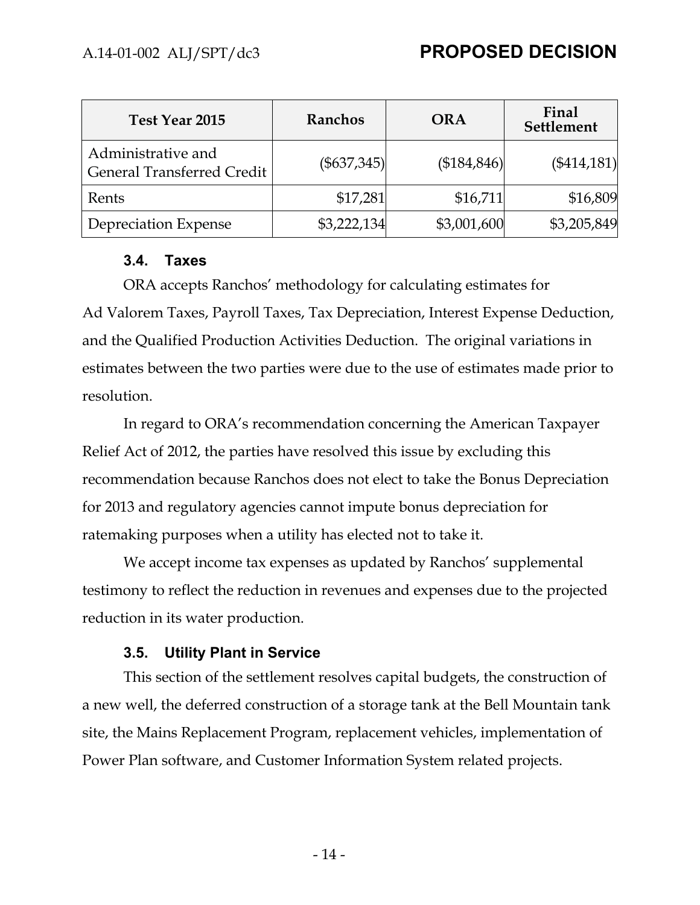| Test Year 2015 | Ranchos | ORA | Final Settlement |
|---|---|---|---|
| Administrative and General Transferred Credit | ($637,345) | ($184,846) | ($414,181) |
| Rents | $17,281 | $16,711 | $16,809 |
| Depreciation Expense | $3,222,134 | $3,001,600 | $3,205,849 |

### 3.4. Taxes

ORA accepts Ranchos' methodology for calculating estimates for Ad Valorem Taxes, Payroll Taxes, Tax Depreciation, Interest Expense Deduction, and the Qualified Production Activities Deduction. The original variations in estimates between the two parties were due to the use of estimates made prior to resolution.

In regard to ORA's recommendation concerning the American Taxpayer Relief Act of 2012, the parties have resolved this issue by excluding this recommendation because Ranchos does not elect to take the Bonus Depreciation for 2013 and regulatory agencies cannot impute bonus depreciation for ratemaking purposes when a utility has elected not to take it.

We accept income tax expenses as updated by Ranchos' supplemental testimony to reflect the reduction in revenues and expenses due to the projected reduction in its water production.

### 3.5. Utility Plant in Service

This section of the settlement resolves capital budgets, the construction of a new well, the deferred construction of a storage tank at the Bell Mountain tank site, the Mains Replacement Program, replacement vehicles, implementation of Power Plan software, and Customer Information System related projects.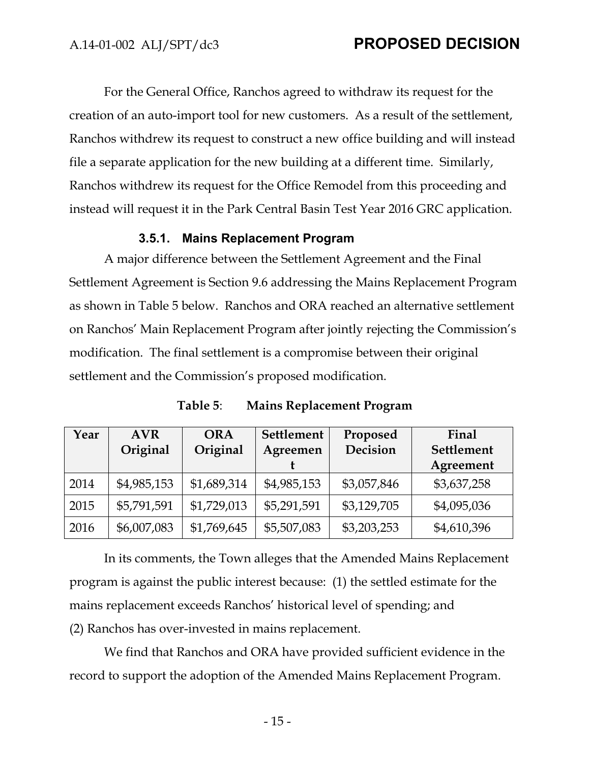For the General Office, Ranchos agreed to withdraw its request for the creation of an auto-import tool for new customers. As a result of the settlement, Ranchos withdrew its request to construct a new office building and will instead file a separate application for the new building at a different time. Similarly, Ranchos withdrew its request for the Office Remodel from this proceeding and instead will request it in the Park Central Basin Test Year 2016 GRC application.

#### 3.5.1. Mains Replacement Program

A major difference between the Settlement Agreement and the Final Settlement Agreement is Section 9.6 addressing the Mains Replacement Program as shown in Table 5 below. Ranchos and ORA reached an alternative settlement on Ranchos' Main Replacement Program after jointly rejecting the Commission's modification. The final settlement is a compromise between their original settlement and the Commission's proposed modification.

**Table 5**: **Mains Replacement Program**

| Year | AVR Original | ORA Original | Settlement Agreement | Proposed Decision | Final Settlement Agreement |
|---|---|---|---|---|---|
| 2014 | $4,985,153 | $1,689,314 | $4,985,153 | $3,057,846 | $3,637,258 |
| 2015 | $5,791,591 | $1,729,013 | $5,291,591 | $3,129,705 | $4,095,036 |
| 2016 | $6,007,083 | $1,769,645 | $5,507,083 | $3,203,253 | $4,610,396 |

In its comments, the Town alleges that the Amended Mains Replacement program is against the public interest because: (1) the settled estimate for the mains replacement exceeds Ranchos' historical level of spending; and (2) Ranchos has over-invested in mains replacement.

We find that Ranchos and ORA have provided sufficient evidence in the record to support the adoption of the Amended Mains Replacement Program.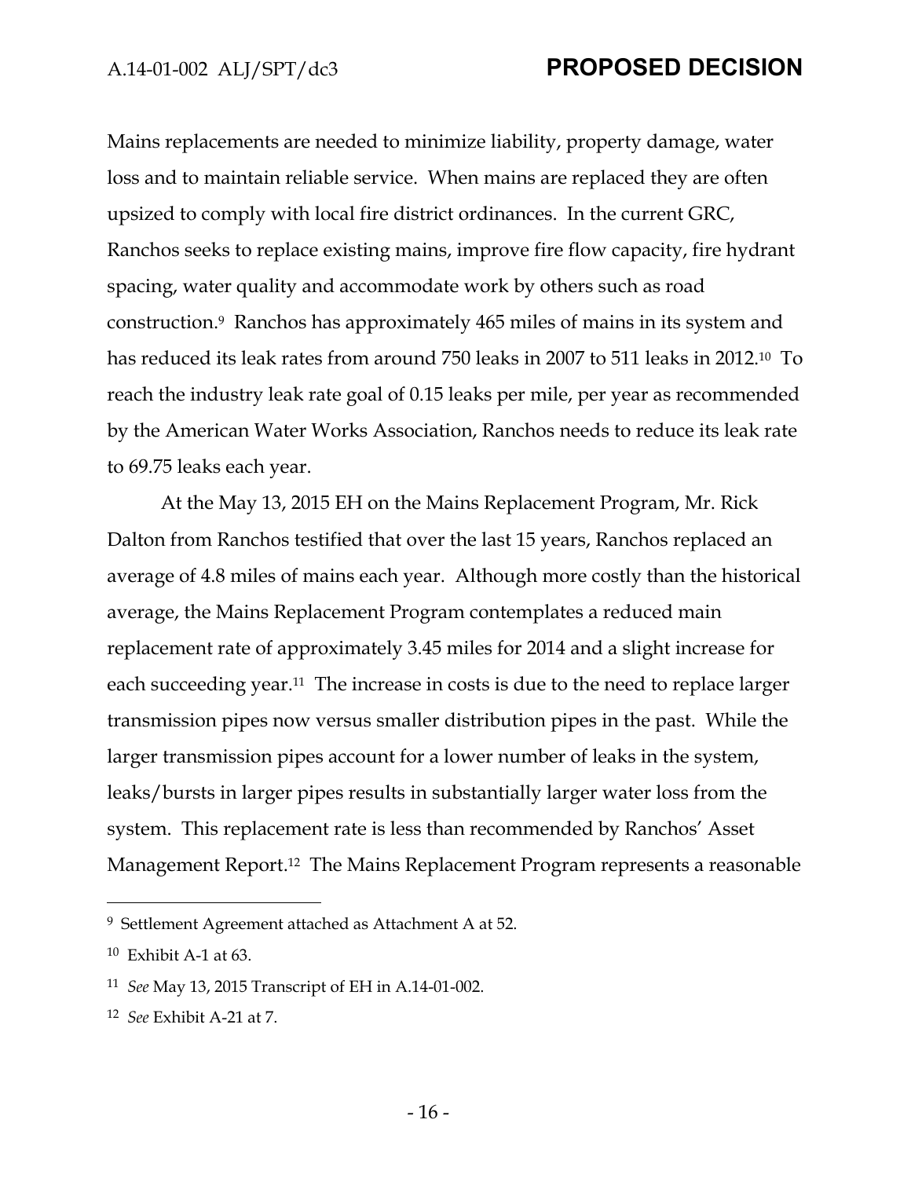Mains replacements are needed to minimize liability, property damage, water loss and to maintain reliable service. When mains are replaced they are often upsized to comply with local fire district ordinances. In the current GRC, Ranchos seeks to replace existing mains, improve fire flow capacity, fire hydrant spacing, water quality and accommodate work by others such as road construction.[9] Ranchos has approximately 465 miles of mains in its system and has reduced its leak rates from around 750 leaks in 2007 to 511 leaks in 2012.[10] To reach the industry leak rate goal of 0.15 leaks per mile, per year as recommended by the American Water Works Association, Ranchos needs to reduce its leak rate to 69.75 leaks each year.

At the May 13, 2015 EH on the Mains Replacement Program, Mr. Rick Dalton from Ranchos testified that over the last 15 years, Ranchos replaced an average of 4.8 miles of mains each year. Although more costly than the historical average, the Mains Replacement Program contemplates a reduced main replacement rate of approximately 3.45 miles for 2014 and a slight increase for each succeeding year.[11] The increase in costs is due to the need to replace larger transmission pipes now versus smaller distribution pipes in the past. While the larger transmission pipes account for a lower number of leaks in the system, leaks/bursts in larger pipes results in substantially larger water loss from the system. This replacement rate is less than recommended by Ranchos' Asset Management Report.[12] The Mains Replacement Program represents a reasonable

---

[9] Settlement Agreement attached as Attachment A at 52.

[10] Exhibit A-1 at 63.

[11] *See* May 13, 2015 Transcript of EH in A.14-01-002.

[12] *See* Exhibit A-21 at 7.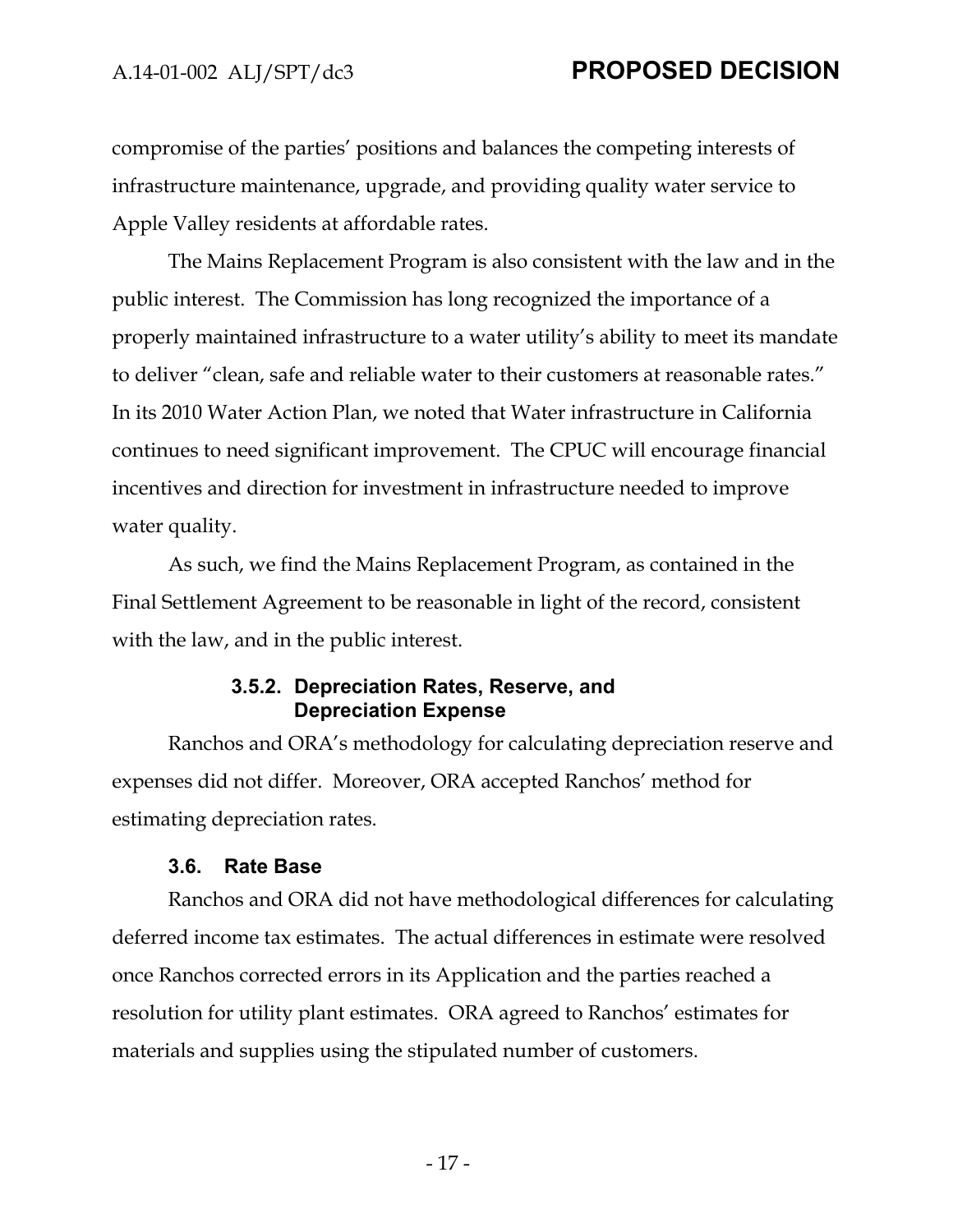compromise of the parties' positions and balances the competing interests of infrastructure maintenance, upgrade, and providing quality water service to Apple Valley residents at affordable rates.

The Mains Replacement Program is also consistent with the law and in the public interest. The Commission has long recognized the importance of a properly maintained infrastructure to a water utility's ability to meet its mandate to deliver "clean, safe and reliable water to their customers at reasonable rates." In its 2010 Water Action Plan, we noted that Water infrastructure in California continues to need significant improvement. The CPUC will encourage financial incentives and direction for investment in infrastructure needed to improve water quality.

As such, we find the Mains Replacement Program, as contained in the Final Settlement Agreement to be reasonable in light of the record, consistent with the law, and in the public interest.

#### 3.5.2. Depreciation Rates, Reserve, and Depreciation Expense

Ranchos and ORA's methodology for calculating depreciation reserve and expenses did not differ. Moreover, ORA accepted Ranchos' method for estimating depreciation rates.

### 3.6. Rate Base

Ranchos and ORA did not have methodological differences for calculating deferred income tax estimates. The actual differences in estimate were resolved once Ranchos corrected errors in its Application and the parties reached a resolution for utility plant estimates. ORA agreed to Ranchos' estimates for materials and supplies using the stipulated number of customers.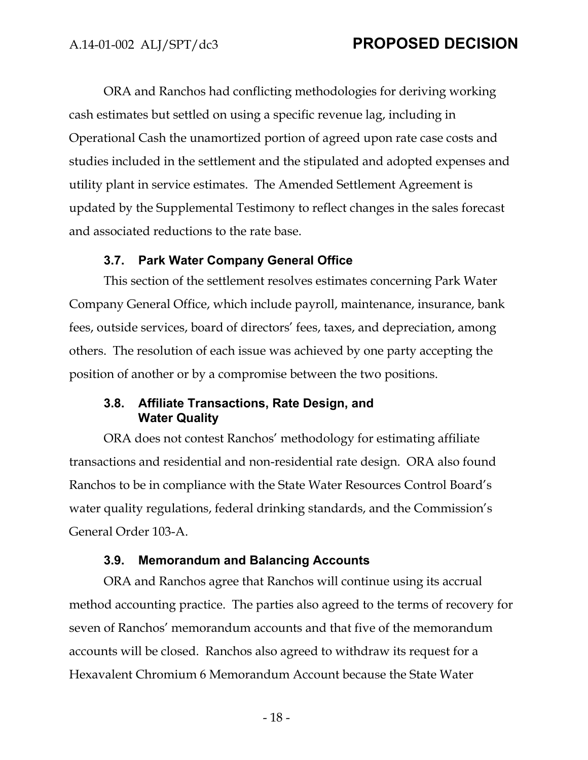ORA and Ranchos had conflicting methodologies for deriving working cash estimates but settled on using a specific revenue lag, including in Operational Cash the unamortized portion of agreed upon rate case costs and studies included in the settlement and the stipulated and adopted expenses and utility plant in service estimates. The Amended Settlement Agreement is updated by the Supplemental Testimony to reflect changes in the sales forecast and associated reductions to the rate base.

### 3.7. Park Water Company General Office

This section of the settlement resolves estimates concerning Park Water Company General Office, which include payroll, maintenance, insurance, bank fees, outside services, board of directors' fees, taxes, and depreciation, among others. The resolution of each issue was achieved by one party accepting the position of another or by a compromise between the two positions.

### 3.8. Affiliate Transactions, Rate Design, and Water Quality

ORA does not contest Ranchos' methodology for estimating affiliate transactions and residential and non-residential rate design. ORA also found Ranchos to be in compliance with the State Water Resources Control Board's water quality regulations, federal drinking standards, and the Commission's General Order 103-A.

### 3.9. Memorandum and Balancing Accounts

ORA and Ranchos agree that Ranchos will continue using its accrual method accounting practice. The parties also agreed to the terms of recovery for seven of Ranchos' memorandum accounts and that five of the memorandum accounts will be closed. Ranchos also agreed to withdraw its request for a Hexavalent Chromium 6 Memorandum Account because the State Water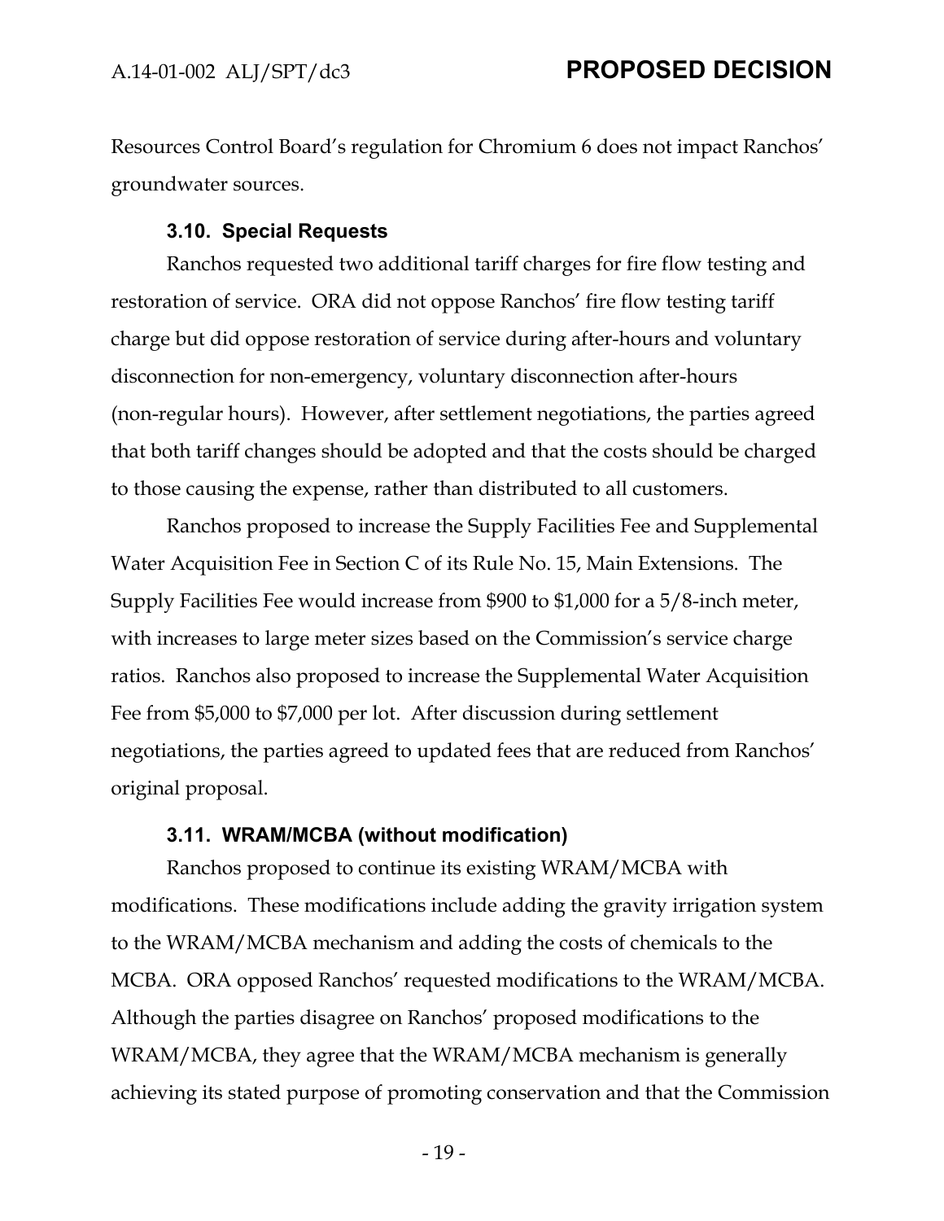Resources Control Board's regulation for Chromium 6 does not impact Ranchos' groundwater sources.

### 3.10. Special Requests

Ranchos requested two additional tariff charges for fire flow testing and restoration of service. ORA did not oppose Ranchos' fire flow testing tariff charge but did oppose restoration of service during after-hours and voluntary disconnection for non-emergency, voluntary disconnection after-hours (non-regular hours). However, after settlement negotiations, the parties agreed that both tariff changes should be adopted and that the costs should be charged to those causing the expense, rather than distributed to all customers.

Ranchos proposed to increase the Supply Facilities Fee and Supplemental Water Acquisition Fee in Section C of its Rule No. 15, Main Extensions. The Supply Facilities Fee would increase from $900 to $1,000 for a 5/8-inch meter, with increases to large meter sizes based on the Commission's service charge ratios. Ranchos also proposed to increase the Supplemental Water Acquisition Fee from $5,000 to $7,000 per lot. After discussion during settlement negotiations, the parties agreed to updated fees that are reduced from Ranchos' original proposal.

### 3.11. WRAM/MCBA (without modification)

Ranchos proposed to continue its existing WRAM/MCBA with modifications. These modifications include adding the gravity irrigation system to the WRAM/MCBA mechanism and adding the costs of chemicals to the MCBA. ORA opposed Ranchos' requested modifications to the WRAM/MCBA. Although the parties disagree on Ranchos' proposed modifications to the WRAM/MCBA, they agree that the WRAM/MCBA mechanism is generally achieving its stated purpose of promoting conservation and that the Commission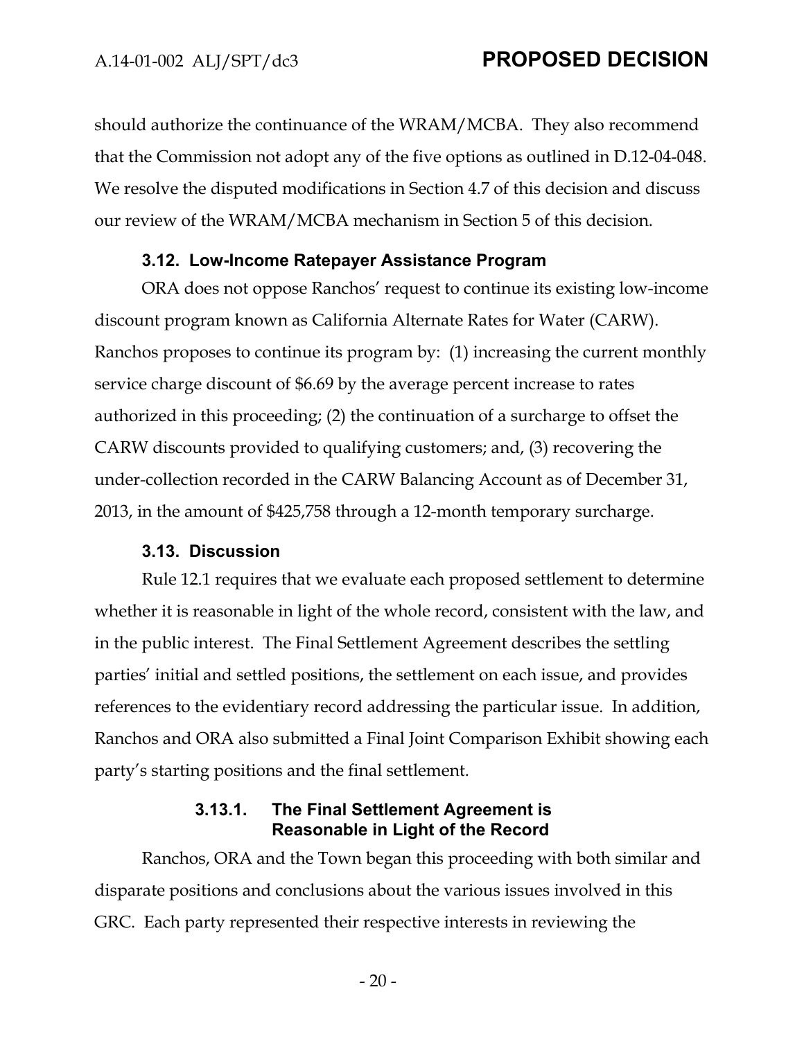should authorize the continuance of the WRAM/MCBA. They also recommend that the Commission not adopt any of the five options as outlined in D.12-04-048. We resolve the disputed modifications in Section 4.7 of this decision and discuss our review of the WRAM/MCBA mechanism in Section 5 of this decision.

### 3.12. Low-Income Ratepayer Assistance Program

ORA does not oppose Ranchos' request to continue its existing low-income discount program known as California Alternate Rates for Water (CARW). Ranchos proposes to continue its program by: (1) increasing the current monthly service charge discount of $6.69 by the average percent increase to rates authorized in this proceeding; (2) the continuation of a surcharge to offset the CARW discounts provided to qualifying customers; and, (3) recovering the under-collection recorded in the CARW Balancing Account as of December 31, 2013, in the amount of $425,758 through a 12-month temporary surcharge.

### 3.13. Discussion

Rule 12.1 requires that we evaluate each proposed settlement to determine whether it is reasonable in light of the whole record, consistent with the law, and in the public interest. The Final Settlement Agreement describes the settling parties' initial and settled positions, the settlement on each issue, and provides references to the evidentiary record addressing the particular issue. In addition, Ranchos and ORA also submitted a Final Joint Comparison Exhibit showing each party's starting positions and the final settlement.

#### 3.13.1. The Final Settlement Agreement is Reasonable in Light of the Record

Ranchos, ORA and the Town began this proceeding with both similar and disparate positions and conclusions about the various issues involved in this GRC. Each party represented their respective interests in reviewing the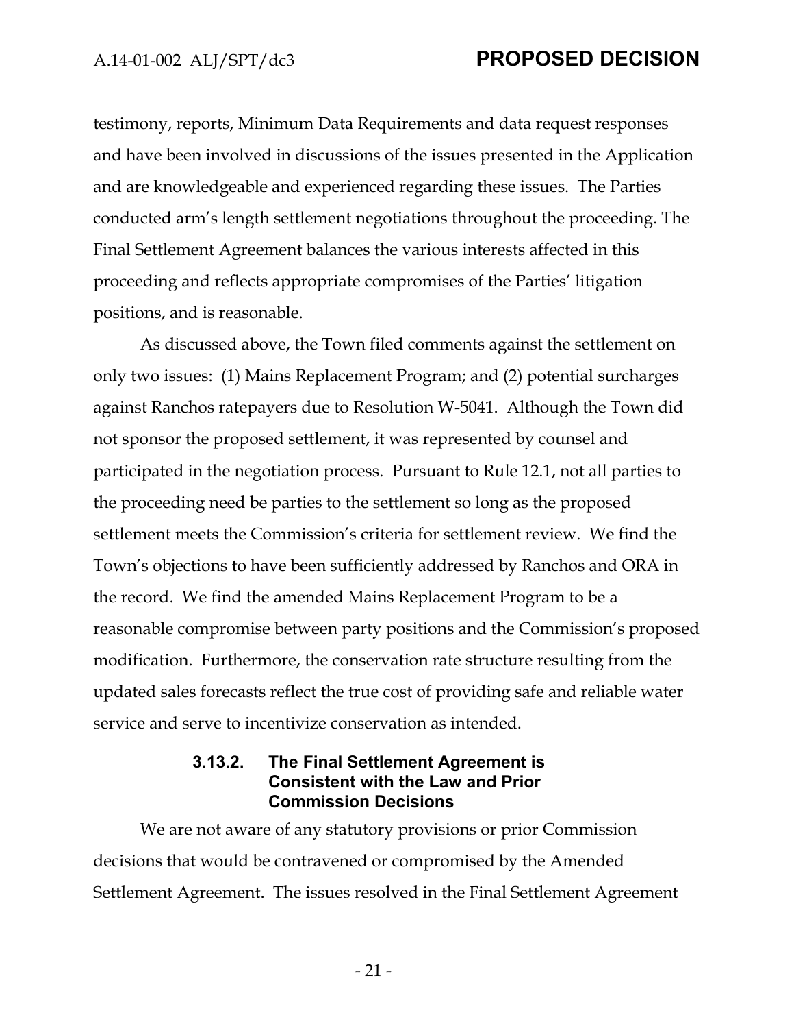testimony, reports, Minimum Data Requirements and data request responses and have been involved in discussions of the issues presented in the Application and are knowledgeable and experienced regarding these issues. The Parties conducted arm's length settlement negotiations throughout the proceeding. The Final Settlement Agreement balances the various interests affected in this proceeding and reflects appropriate compromises of the Parties' litigation positions, and is reasonable.

As discussed above, the Town filed comments against the settlement on only two issues: (1) Mains Replacement Program; and (2) potential surcharges against Ranchos ratepayers due to Resolution W-5041. Although the Town did not sponsor the proposed settlement, it was represented by counsel and participated in the negotiation process. Pursuant to Rule 12.1, not all parties to the proceeding need be parties to the settlement so long as the proposed settlement meets the Commission's criteria for settlement review. We find the Town's objections to have been sufficiently addressed by Ranchos and ORA in the record. We find the amended Mains Replacement Program to be a reasonable compromise between party positions and the Commission's proposed modification. Furthermore, the conservation rate structure resulting from the updated sales forecasts reflect the true cost of providing safe and reliable water service and serve to incentivize conservation as intended.

#### 3.13.2. The Final Settlement Agreement is Consistent with the Law and Prior Commission Decisions

We are not aware of any statutory provisions or prior Commission decisions that would be contravened or compromised by the Amended Settlement Agreement. The issues resolved in the Final Settlement Agreement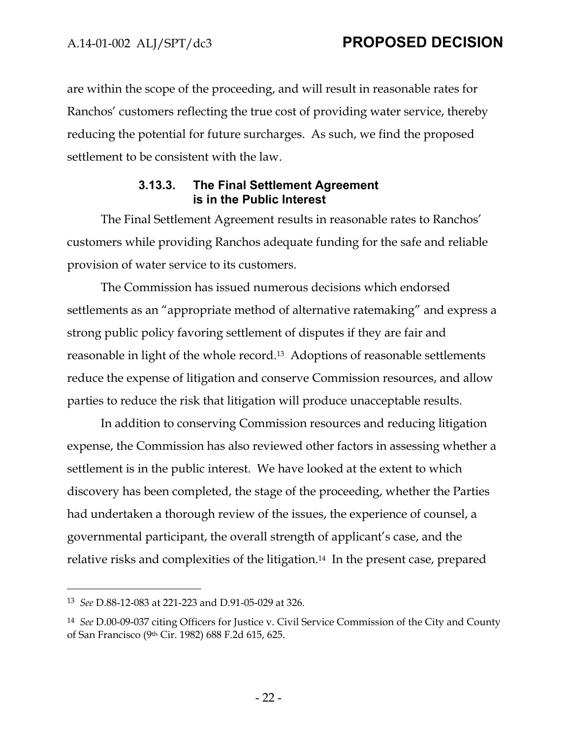are within the scope of the proceeding, and will result in reasonable rates for Ranchos' customers reflecting the true cost of providing water service, thereby reducing the potential for future surcharges. As such, we find the proposed settlement to be consistent with the law.

### 3.13.3. The Final Settlement Agreement is in the Public Interest

The Final Settlement Agreement results in reasonable rates to Ranchos' customers while providing Ranchos adequate funding for the safe and reliable provision of water service to its customers.

The Commission has issued numerous decisions which endorsed settlements as an "appropriate method of alternative ratemaking" and express a strong public policy favoring settlement of disputes if they are fair and reasonable in light of the whole record.[13] Adoptions of reasonable settlements reduce the expense of litigation and conserve Commission resources, and allow parties to reduce the risk that litigation will produce unacceptable results.

In addition to conserving Commission resources and reducing litigation expense, the Commission has also reviewed other factors in assessing whether a settlement is in the public interest. We have looked at the extent to which discovery has been completed, the stage of the proceeding, whether the Parties had undertaken a thorough review of the issues, the experience of counsel, a governmental participant, the overall strength of applicant's case, and the relative risks and complexities of the litigation.[14] In the present case, prepared

---

[13] *See* D.88-12-083 at 221-223 and D.91-05-029 at 326.

[14] *See* D.00-09-037 citing Officers for Justice v. Civil Service Commission of the City and County of San Francisco (9th Cir. 1982) 688 F.2d 615, 625.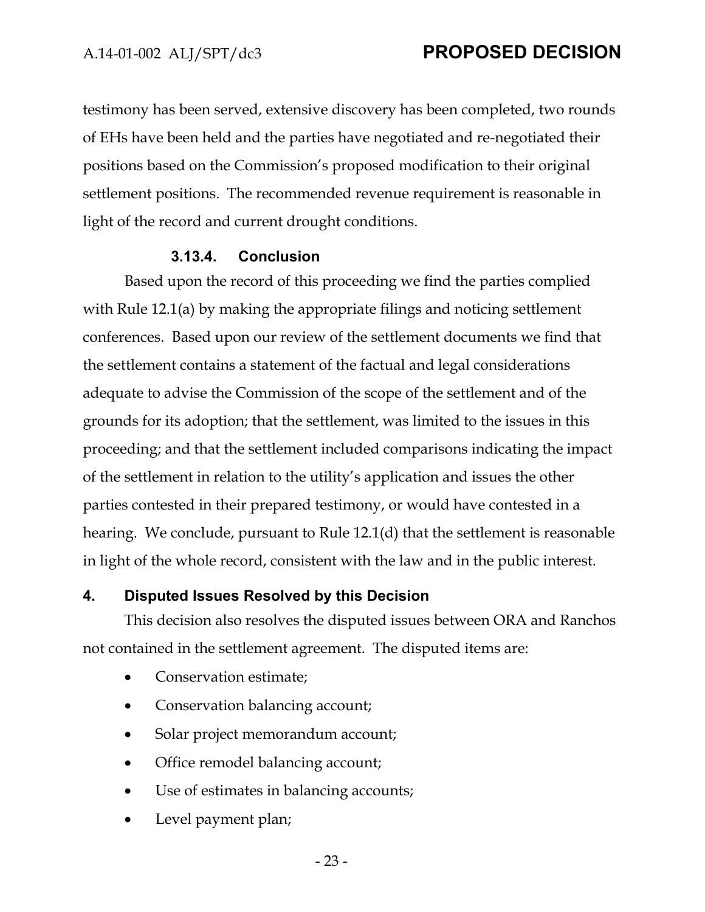testimony has been served, extensive discovery has been completed, two rounds of EHs have been held and the parties have negotiated and re-negotiated their positions based on the Commission's proposed modification to their original settlement positions. The recommended revenue requirement is reasonable in light of the record and current drought conditions.

#### 3.13.4. Conclusion

Based upon the record of this proceeding we find the parties complied with Rule 12.1(a) by making the appropriate filings and noticing settlement conferences. Based upon our review of the settlement documents we find that the settlement contains a statement of the factual and legal considerations adequate to advise the Commission of the scope of the settlement and of the grounds for its adoption; that the settlement, was limited to the issues in this proceeding; and that the settlement included comparisons indicating the impact of the settlement in relation to the utility's application and issues the other parties contested in their prepared testimony, or would have contested in a hearing. We conclude, pursuant to Rule 12.1(d) that the settlement is reasonable in light of the whole record, consistent with the law and in the public interest.

## 4. Disputed Issues Resolved by this Decision

This decision also resolves the disputed issues between ORA and Ranchos not contained in the settlement agreement. The disputed items are:

- Conservation estimate;
- Conservation balancing account;
- Solar project memorandum account;
- Office remodel balancing account;
- Use of estimates in balancing accounts;
- Level payment plan;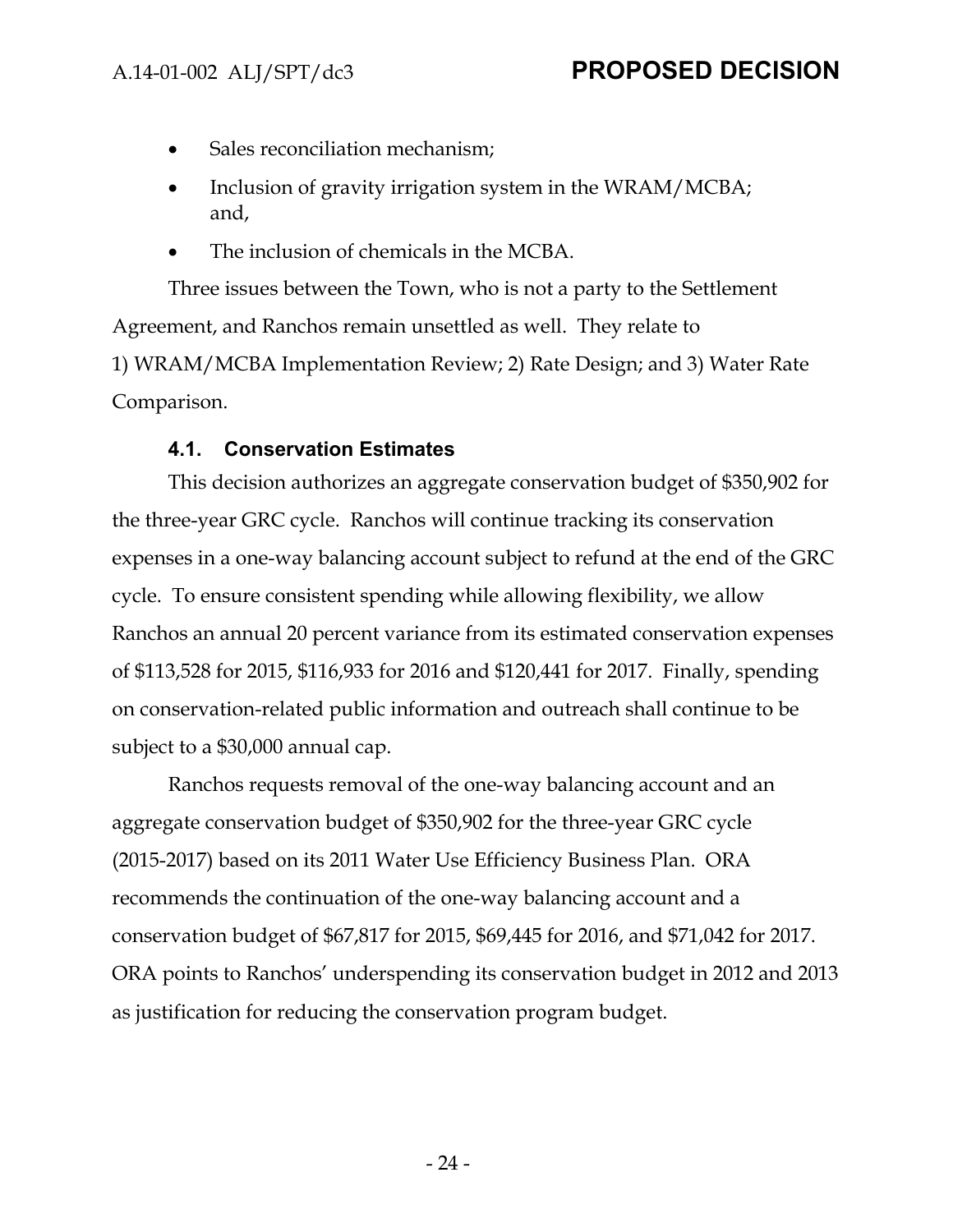- Sales reconciliation mechanism;
- Inclusion of gravity irrigation system in the WRAM/MCBA; and,
- The inclusion of chemicals in the MCBA.

Three issues between the Town, who is not a party to the Settlement Agreement, and Ranchos remain unsettled as well. They relate to 1) WRAM/MCBA Implementation Review; 2) Rate Design; and 3) Water Rate Comparison.

### 4.1. Conservation Estimates

This decision authorizes an aggregate conservation budget of $350,902 for the three-year GRC cycle. Ranchos will continue tracking its conservation expenses in a one-way balancing account subject to refund at the end of the GRC cycle. To ensure consistent spending while allowing flexibility, we allow Ranchos an annual 20 percent variance from its estimated conservation expenses of $113,528 for 2015, $116,933 for 2016 and $120,441 for 2017. Finally, spending on conservation-related public information and outreach shall continue to be subject to a $30,000 annual cap.

Ranchos requests removal of the one-way balancing account and an aggregate conservation budget of $350,902 for the three-year GRC cycle (2015-2017) based on its 2011 Water Use Efficiency Business Plan. ORA recommends the continuation of the one-way balancing account and a conservation budget of $67,817 for 2015, $69,445 for 2016, and $71,042 for 2017. ORA points to Ranchos' underspending its conservation budget in 2012 and 2013 as justification for reducing the conservation program budget.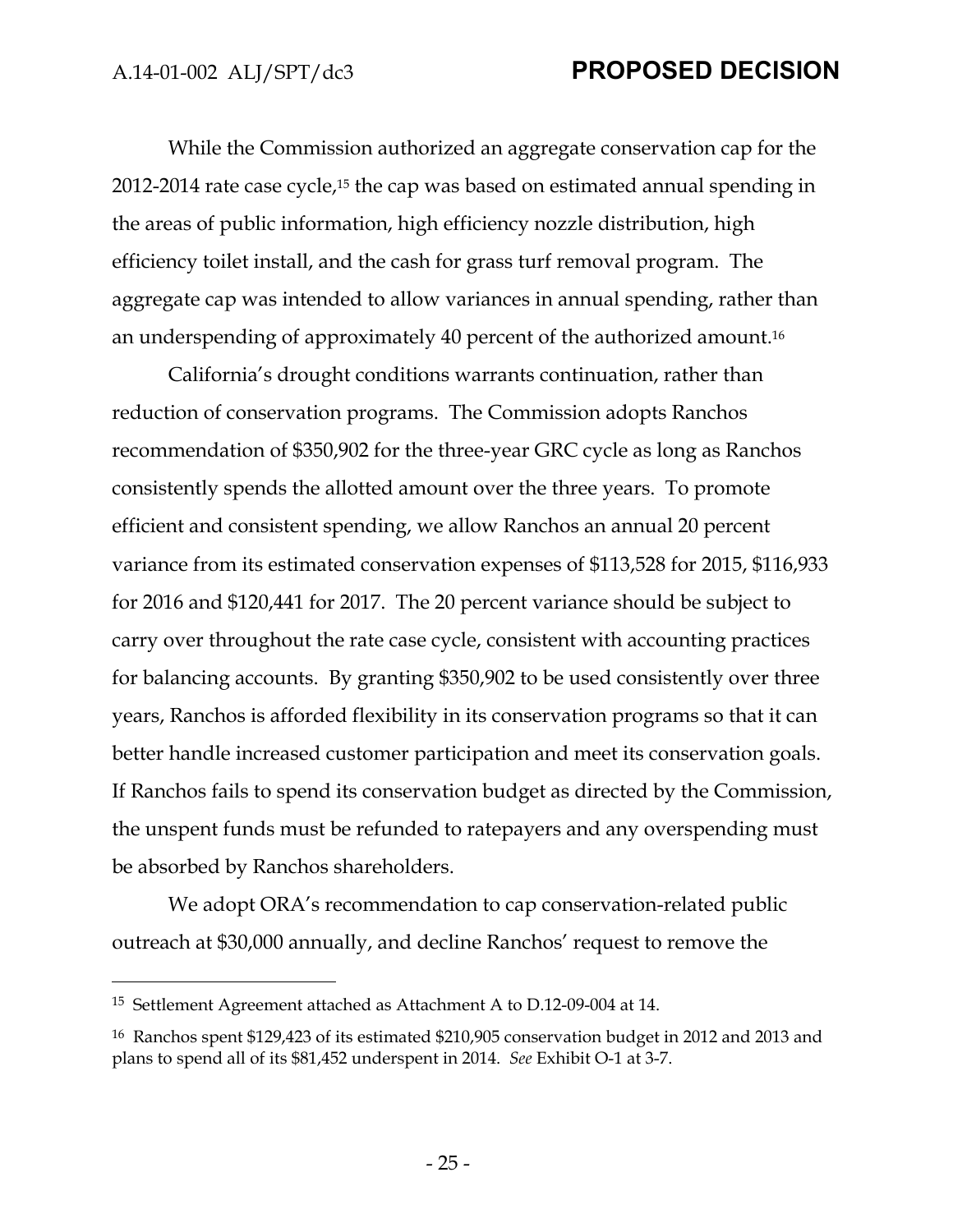While the Commission authorized an aggregate conservation cap for the 2012-2014 rate case cycle,[15] the cap was based on estimated annual spending in the areas of public information, high efficiency nozzle distribution, high efficiency toilet install, and the cash for grass turf removal program. The aggregate cap was intended to allow variances in annual spending, rather than an underspending of approximately 40 percent of the authorized amount.[16]

California's drought conditions warrants continuation, rather than reduction of conservation programs. The Commission adopts Ranchos recommendation of $350,902 for the three-year GRC cycle as long as Ranchos consistently spends the allotted amount over the three years. To promote efficient and consistent spending, we allow Ranchos an annual 20 percent variance from its estimated conservation expenses of $113,528 for 2015, $116,933 for 2016 and $120,441 for 2017. The 20 percent variance should be subject to carry over throughout the rate case cycle, consistent with accounting practices for balancing accounts. By granting $350,902 to be used consistently over three years, Ranchos is afforded flexibility in its conservation programs so that it can better handle increased customer participation and meet its conservation goals. If Ranchos fails to spend its conservation budget as directed by the Commission, the unspent funds must be refunded to ratepayers and any overspending must be absorbed by Ranchos shareholders.

We adopt ORA's recommendation to cap conservation-related public outreach at $30,000 annually, and decline Ranchos' request to remove the

---

[15] Settlement Agreement attached as Attachment A to D.12-09-004 at 14.

[16] Ranchos spent $129,423 of its estimated $210,905 conservation budget in 2012 and 2013 and plans to spend all of its $81,452 underspent in 2014. *See* Exhibit O-1 at 3-7.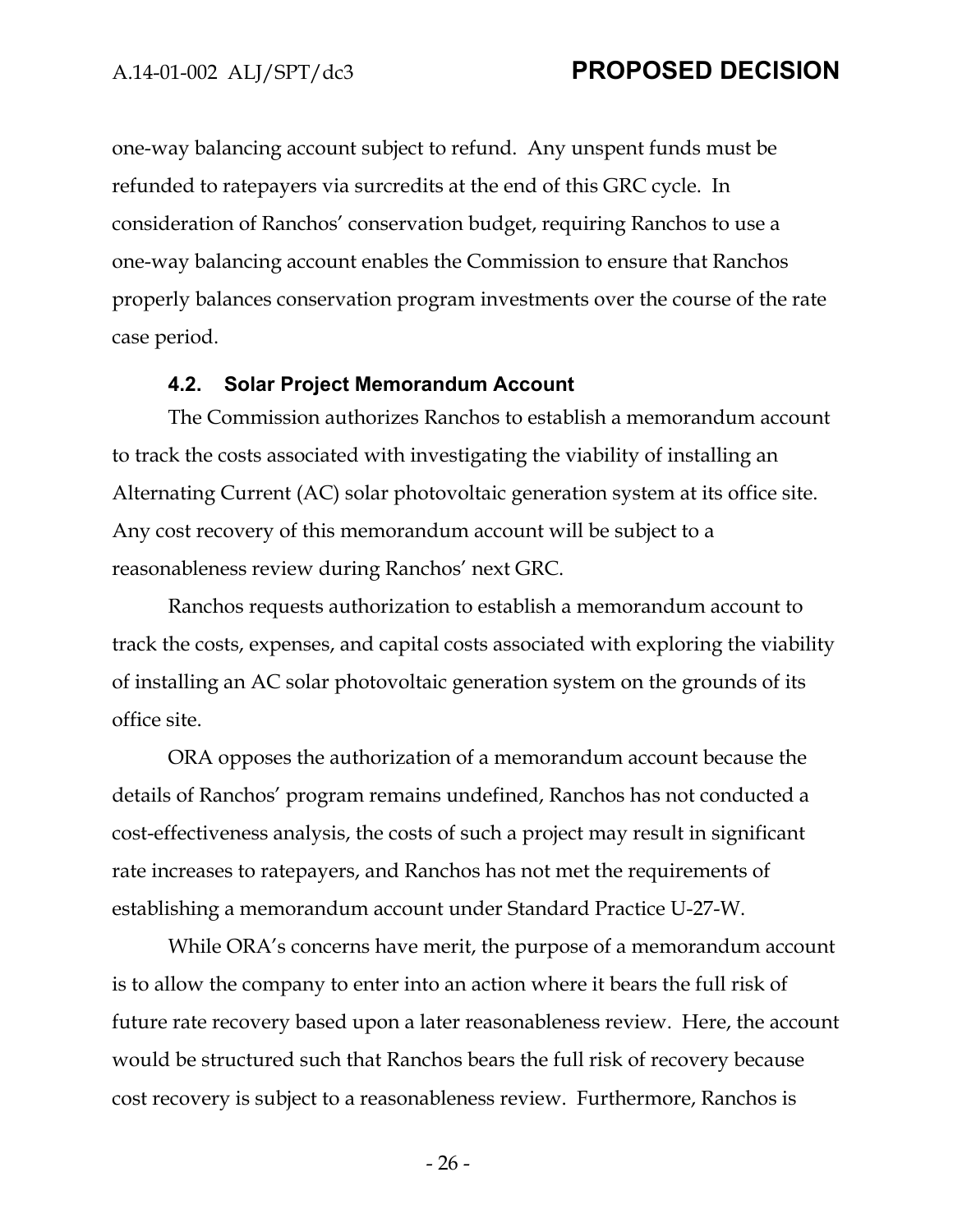one-way balancing account subject to refund. Any unspent funds must be refunded to ratepayers via surcredits at the end of this GRC cycle. In consideration of Ranchos' conservation budget, requiring Ranchos to use a one-way balancing account enables the Commission to ensure that Ranchos properly balances conservation program investments over the course of the rate case period.

### 4.2. Solar Project Memorandum Account

The Commission authorizes Ranchos to establish a memorandum account to track the costs associated with investigating the viability of installing an Alternating Current (AC) solar photovoltaic generation system at its office site. Any cost recovery of this memorandum account will be subject to a reasonableness review during Ranchos' next GRC.

Ranchos requests authorization to establish a memorandum account to track the costs, expenses, and capital costs associated with exploring the viability of installing an AC solar photovoltaic generation system on the grounds of its office site.

ORA opposes the authorization of a memorandum account because the details of Ranchos' program remains undefined, Ranchos has not conducted a cost-effectiveness analysis, the costs of such a project may result in significant rate increases to ratepayers, and Ranchos has not met the requirements of establishing a memorandum account under Standard Practice U-27-W.

While ORA's concerns have merit, the purpose of a memorandum account is to allow the company to enter into an action where it bears the full risk of future rate recovery based upon a later reasonableness review. Here, the account would be structured such that Ranchos bears the full risk of recovery because cost recovery is subject to a reasonableness review. Furthermore, Ranchos is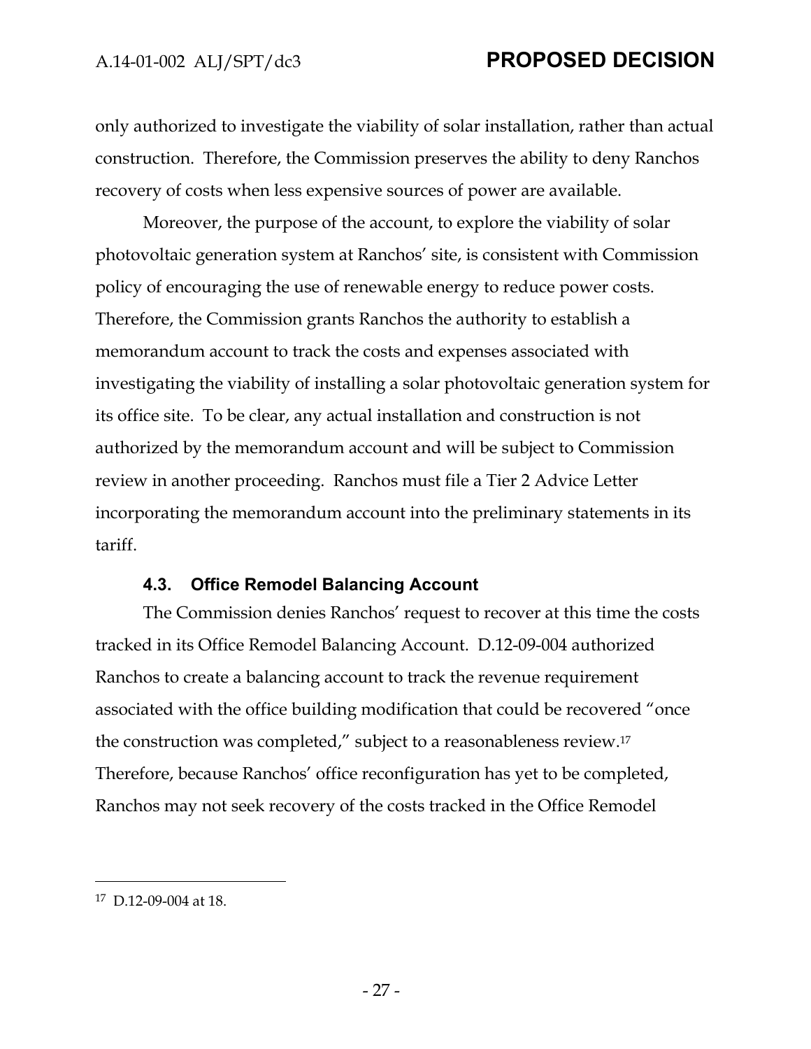only authorized to investigate the viability of solar installation, rather than actual construction. Therefore, the Commission preserves the ability to deny Ranchos recovery of costs when less expensive sources of power are available.

Moreover, the purpose of the account, to explore the viability of solar photovoltaic generation system at Ranchos' site, is consistent with Commission policy of encouraging the use of renewable energy to reduce power costs. Therefore, the Commission grants Ranchos the authority to establish a memorandum account to track the costs and expenses associated with investigating the viability of installing a solar photovoltaic generation system for its office site. To be clear, any actual installation and construction is not authorized by the memorandum account and will be subject to Commission review in another proceeding. Ranchos must file a Tier 2 Advice Letter incorporating the memorandum account into the preliminary statements in its tariff.

### 4.3. Office Remodel Balancing Account

The Commission denies Ranchos' request to recover at this time the costs tracked in its Office Remodel Balancing Account. D.12-09-004 authorized Ranchos to create a balancing account to track the revenue requirement associated with the office building modification that could be recovered "once the construction was completed," subject to a reasonableness review.[17] Therefore, because Ranchos' office reconfiguration has yet to be completed, Ranchos may not seek recovery of the costs tracked in the Office Remodel

---

[17] D.12-09-004 at 18.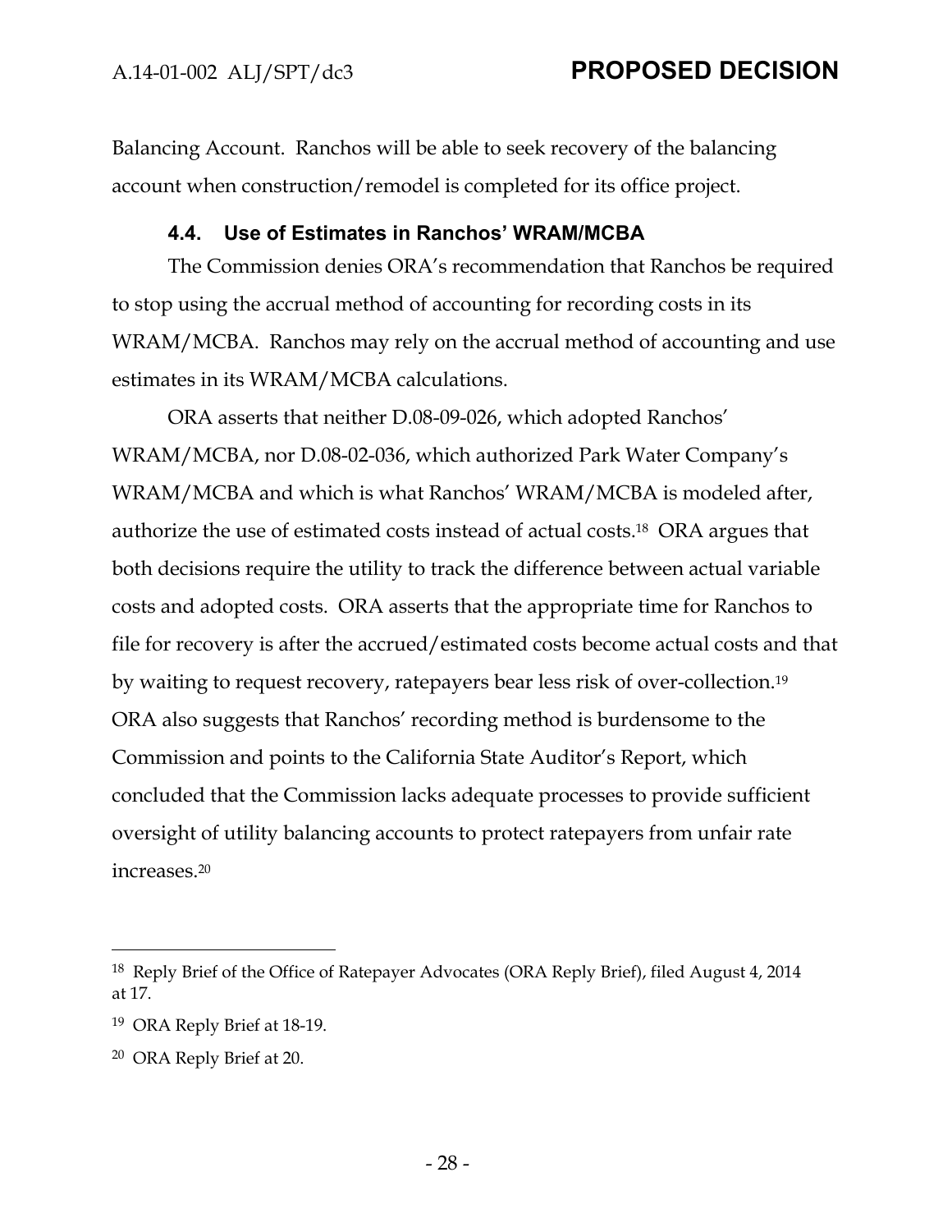Balancing Account. Ranchos will be able to seek recovery of the balancing account when construction/remodel is completed for its office project.

### 4.4. Use of Estimates in Ranchos' WRAM/MCBA

The Commission denies ORA's recommendation that Ranchos be required to stop using the accrual method of accounting for recording costs in its WRAM/MCBA. Ranchos may rely on the accrual method of accounting and use estimates in its WRAM/MCBA calculations.

ORA asserts that neither D.08-09-026, which adopted Ranchos' WRAM/MCBA, nor D.08-02-036, which authorized Park Water Company's WRAM/MCBA and which is what Ranchos' WRAM/MCBA is modeled after, authorize the use of estimated costs instead of actual costs.[18] ORA argues that both decisions require the utility to track the difference between actual variable costs and adopted costs. ORA asserts that the appropriate time for Ranchos to file for recovery is after the accrued/estimated costs become actual costs and that by waiting to request recovery, ratepayers bear less risk of over-collection.[19] ORA also suggests that Ranchos' recording method is burdensome to the Commission and points to the California State Auditor's Report, which concluded that the Commission lacks adequate processes to provide sufficient oversight of utility balancing accounts to protect ratepayers from unfair rate increases.[20]

---

[18] Reply Brief of the Office of Ratepayer Advocates (ORA Reply Brief), filed August 4, 2014 at 17.

[19] ORA Reply Brief at 18-19.

[20] ORA Reply Brief at 20.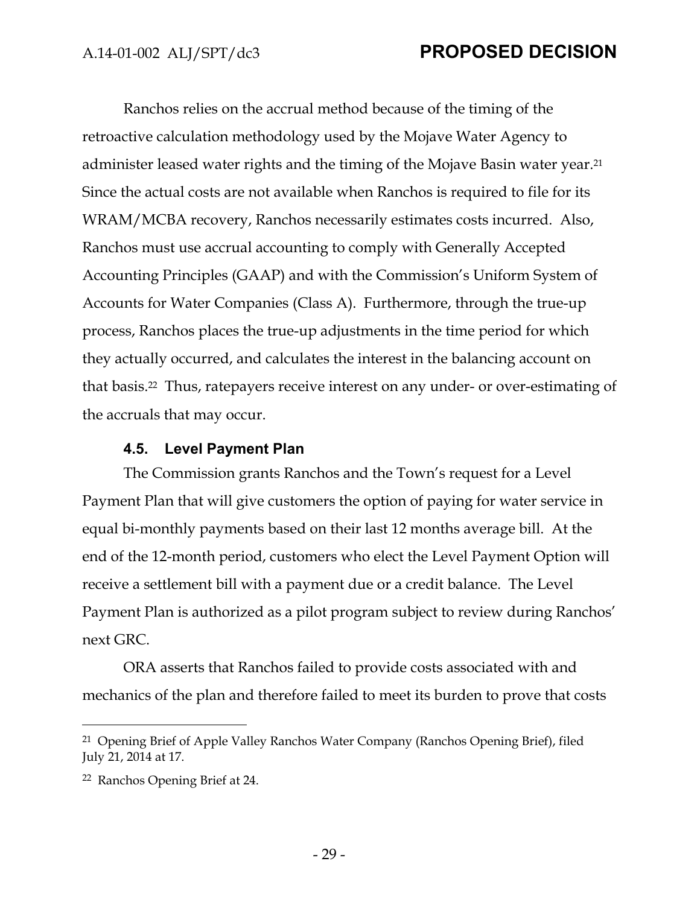Ranchos relies on the accrual method because of the timing of the retroactive calculation methodology used by the Mojave Water Agency to administer leased water rights and the timing of the Mojave Basin water year.[21] Since the actual costs are not available when Ranchos is required to file for its WRAM/MCBA recovery, Ranchos necessarily estimates costs incurred. Also, Ranchos must use accrual accounting to comply with Generally Accepted Accounting Principles (GAAP) and with the Commission's Uniform System of Accounts for Water Companies (Class A). Furthermore, through the true-up process, Ranchos places the true-up adjustments in the time period for which they actually occurred, and calculates the interest in the balancing account on that basis.[22] Thus, ratepayers receive interest on any under- or over-estimating of the accruals that may occur.

### 4.5. Level Payment Plan

The Commission grants Ranchos and the Town's request for a Level Payment Plan that will give customers the option of paying for water service in equal bi-monthly payments based on their last 12 months average bill. At the end of the 12-month period, customers who elect the Level Payment Option will receive a settlement bill with a payment due or a credit balance. The Level Payment Plan is authorized as a pilot program subject to review during Ranchos' next GRC.

ORA asserts that Ranchos failed to provide costs associated with and mechanics of the plan and therefore failed to meet its burden to prove that costs

---

[21] Opening Brief of Apple Valley Ranchos Water Company (Ranchos Opening Brief), filed July 21, 2014 at 17.

[22] Ranchos Opening Brief at 24.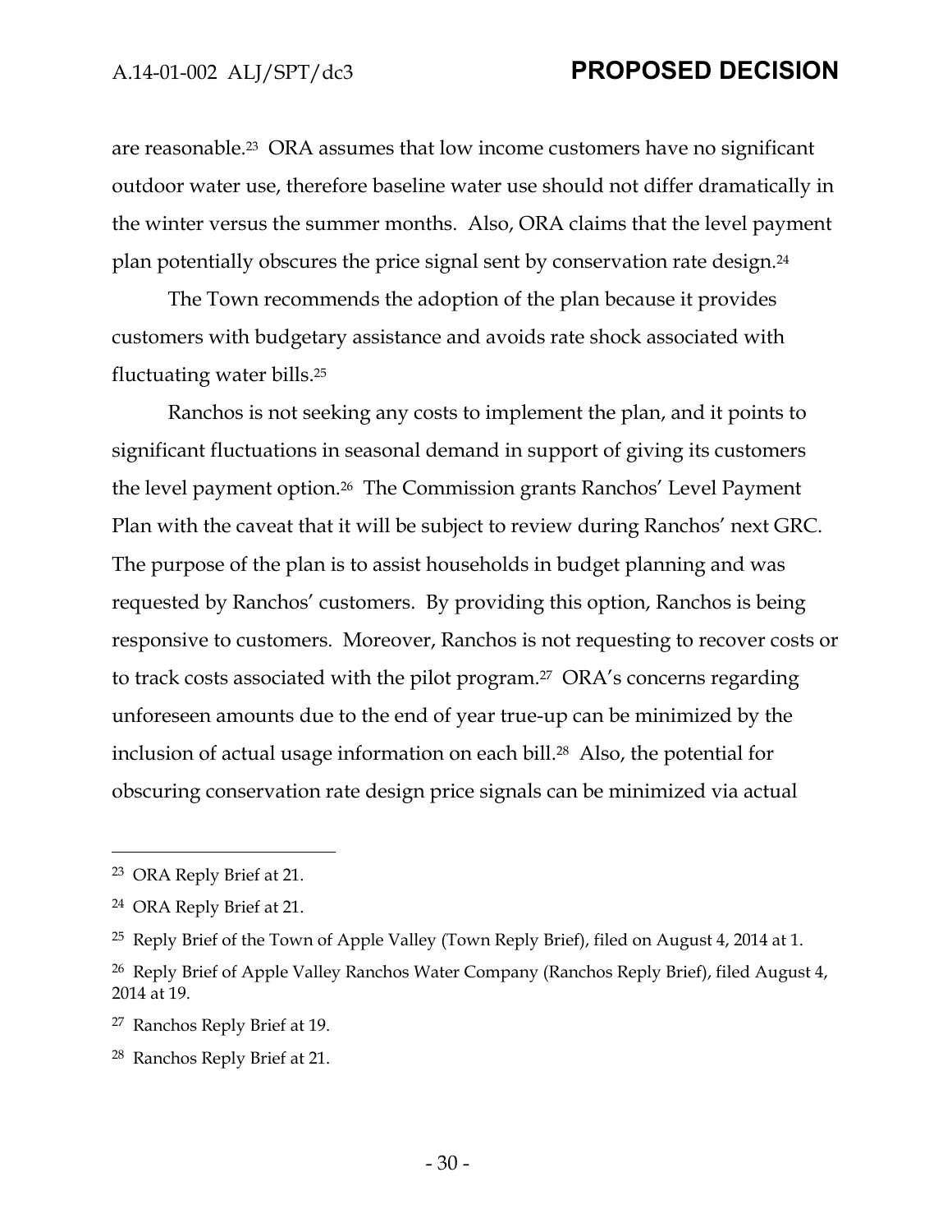are reasonable.[23] ORA assumes that low income customers have no significant outdoor water use, therefore baseline water use should not differ dramatically in the winter versus the summer months. Also, ORA claims that the level payment plan potentially obscures the price signal sent by conservation rate design.[24]

The Town recommends the adoption of the plan because it provides customers with budgetary assistance and avoids rate shock associated with fluctuating water bills.[25]

Ranchos is not seeking any costs to implement the plan, and it points to significant fluctuations in seasonal demand in support of giving its customers the level payment option.[26] The Commission grants Ranchos' Level Payment Plan with the caveat that it will be subject to review during Ranchos' next GRC. The purpose of the plan is to assist households in budget planning and was requested by Ranchos' customers. By providing this option, Ranchos is being responsive to customers. Moreover, Ranchos is not requesting to recover costs or to track costs associated with the pilot program.[27] ORA's concerns regarding unforeseen amounts due to the end of year true-up can be minimized by the inclusion of actual usage information on each bill.[28] Also, the potential for obscuring conservation rate design price signals can be minimized via actual

---

[23] ORA Reply Brief at 21.

[24] ORA Reply Brief at 21.

[25] Reply Brief of the Town of Apple Valley (Town Reply Brief), filed on August 4, 2014 at 1.

[26] Reply Brief of Apple Valley Ranchos Water Company (Ranchos Reply Brief), filed August 4, 2014 at 19.

[27] Ranchos Reply Brief at 19.

[28] Ranchos Reply Brief at 21.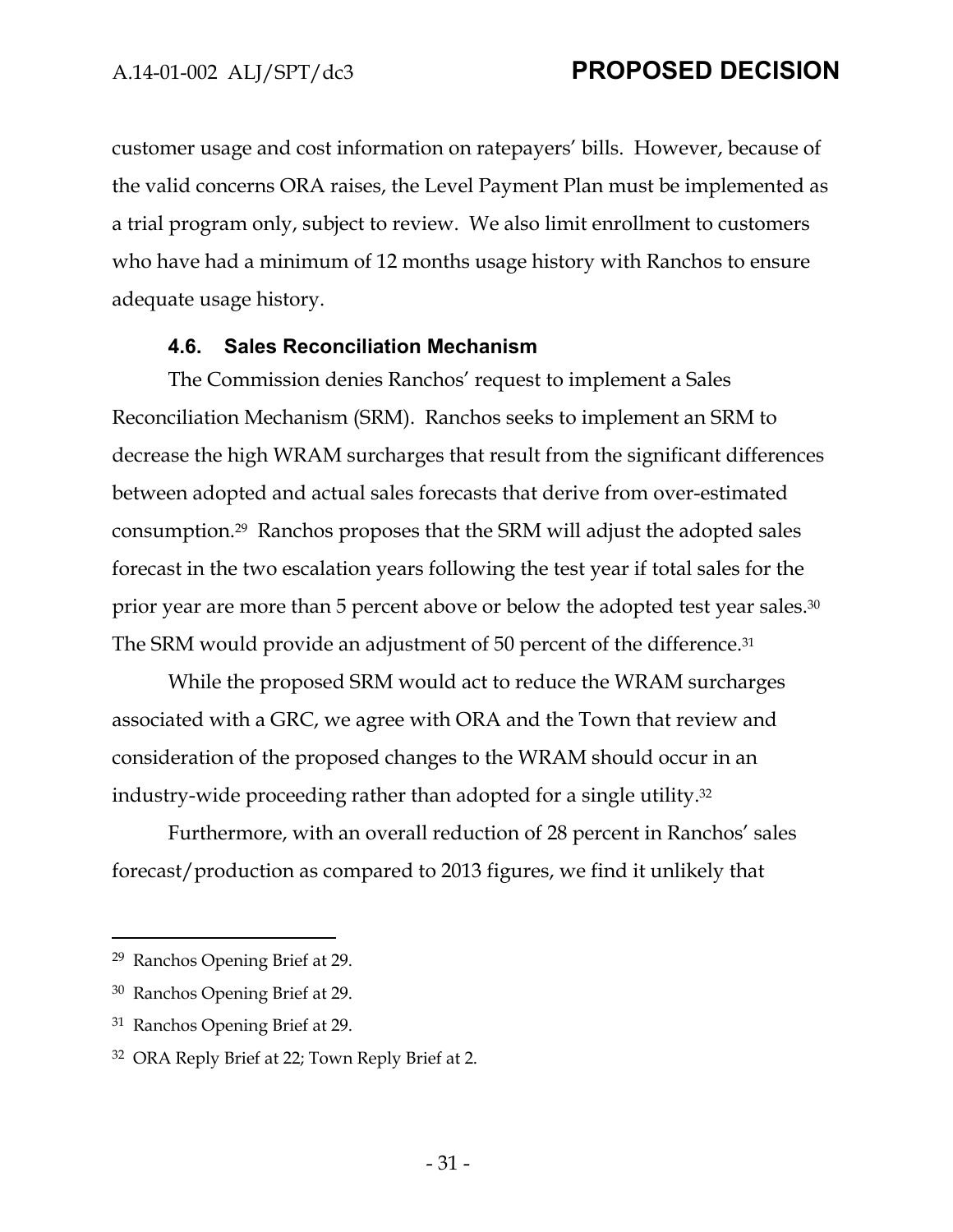customer usage and cost information on ratepayers' bills. However, because of the valid concerns ORA raises, the Level Payment Plan must be implemented as a trial program only, subject to review. We also limit enrollment to customers who have had a minimum of 12 months usage history with Ranchos to ensure adequate usage history.

### 4.6. Sales Reconciliation Mechanism

The Commission denies Ranchos' request to implement a Sales Reconciliation Mechanism (SRM). Ranchos seeks to implement an SRM to decrease the high WRAM surcharges that result from the significant differences between adopted and actual sales forecasts that derive from over-estimated consumption.[29] Ranchos proposes that the SRM will adjust the adopted sales forecast in the two escalation years following the test year if total sales for the prior year are more than 5 percent above or below the adopted test year sales.[30] The SRM would provide an adjustment of 50 percent of the difference.[31]

While the proposed SRM would act to reduce the WRAM surcharges associated with a GRC, we agree with ORA and the Town that review and consideration of the proposed changes to the WRAM should occur in an industry-wide proceeding rather than adopted for a single utility.[32]

Furthermore, with an overall reduction of 28 percent in Ranchos' sales forecast/production as compared to 2013 figures, we find it unlikely that

---

[29] Ranchos Opening Brief at 29.

[30] Ranchos Opening Brief at 29.

[31] Ranchos Opening Brief at 29.

[32] ORA Reply Brief at 22; Town Reply Brief at 2.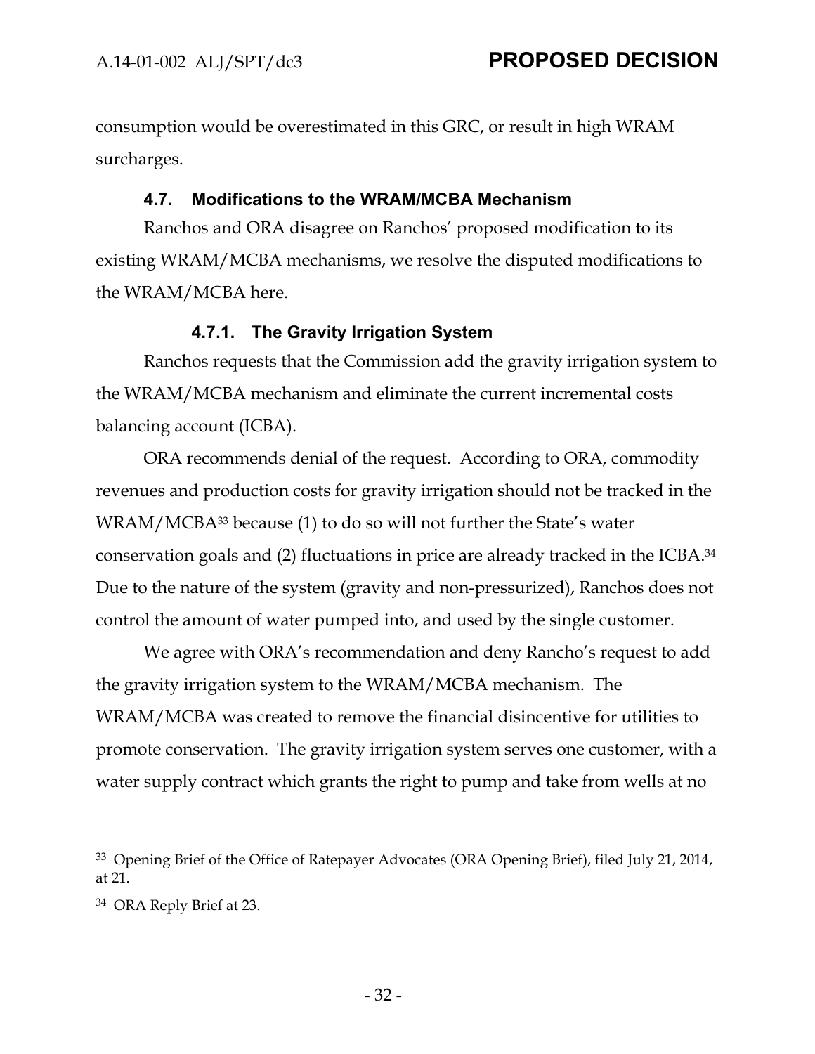consumption would be overestimated in this GRC, or result in high WRAM surcharges.

### 4.7. Modifications to the WRAM/MCBA Mechanism

Ranchos and ORA disagree on Ranchos' proposed modification to its existing WRAM/MCBA mechanisms, we resolve the disputed modifications to the WRAM/MCBA here.

#### 4.7.1. The Gravity Irrigation System

Ranchos requests that the Commission add the gravity irrigation system to the WRAM/MCBA mechanism and eliminate the current incremental costs balancing account (ICBA).

ORA recommends denial of the request. According to ORA, commodity revenues and production costs for gravity irrigation should not be tracked in the WRAM/MCBA[33] because (1) to do so will not further the State's water conservation goals and (2) fluctuations in price are already tracked in the ICBA.[34] Due to the nature of the system (gravity and non-pressurized), Ranchos does not control the amount of water pumped into, and used by the single customer.

We agree with ORA's recommendation and deny Rancho's request to add the gravity irrigation system to the WRAM/MCBA mechanism. The WRAM/MCBA was created to remove the financial disincentive for utilities to promote conservation. The gravity irrigation system serves one customer, with a water supply contract which grants the right to pump and take from wells at no

---

[33] Opening Brief of the Office of Ratepayer Advocates (ORA Opening Brief), filed July 21, 2014, at 21.

[34] ORA Reply Brief at 23.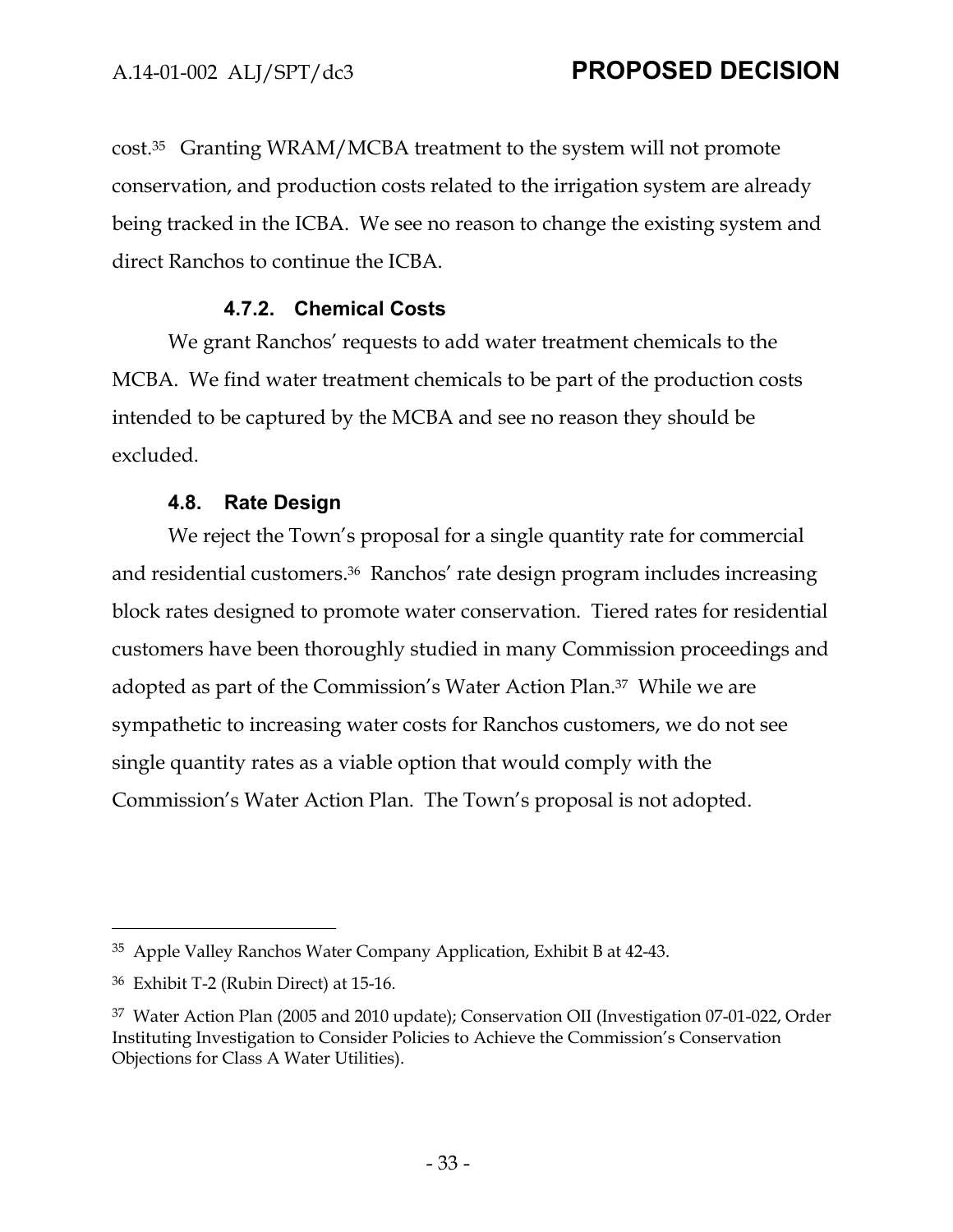cost.[35] Granting WRAM/MCBA treatment to the system will not promote conservation, and production costs related to the irrigation system are already being tracked in the ICBA. We see no reason to change the existing system and direct Ranchos to continue the ICBA.

#### 4.7.2. Chemical Costs

We grant Ranchos' requests to add water treatment chemicals to the MCBA. We find water treatment chemicals to be part of the production costs intended to be captured by the MCBA and see no reason they should be excluded.

### 4.8. Rate Design

We reject the Town's proposal for a single quantity rate for commercial and residential customers.[36] Ranchos' rate design program includes increasing block rates designed to promote water conservation. Tiered rates for residential customers have been thoroughly studied in many Commission proceedings and adopted as part of the Commission's Water Action Plan.[37] While we are sympathetic to increasing water costs for Ranchos customers, we do not see single quantity rates as a viable option that would comply with the Commission's Water Action Plan. The Town's proposal is not adopted.

---

[35] Apple Valley Ranchos Water Company Application, Exhibit B at 42-43.

[36] Exhibit T-2 (Rubin Direct) at 15-16.

[37] Water Action Plan (2005 and 2010 update); Conservation OII (Investigation 07-01-022, Order Instituting Investigation to Consider Policies to Achieve the Commission's Conservation Objections for Class A Water Utilities).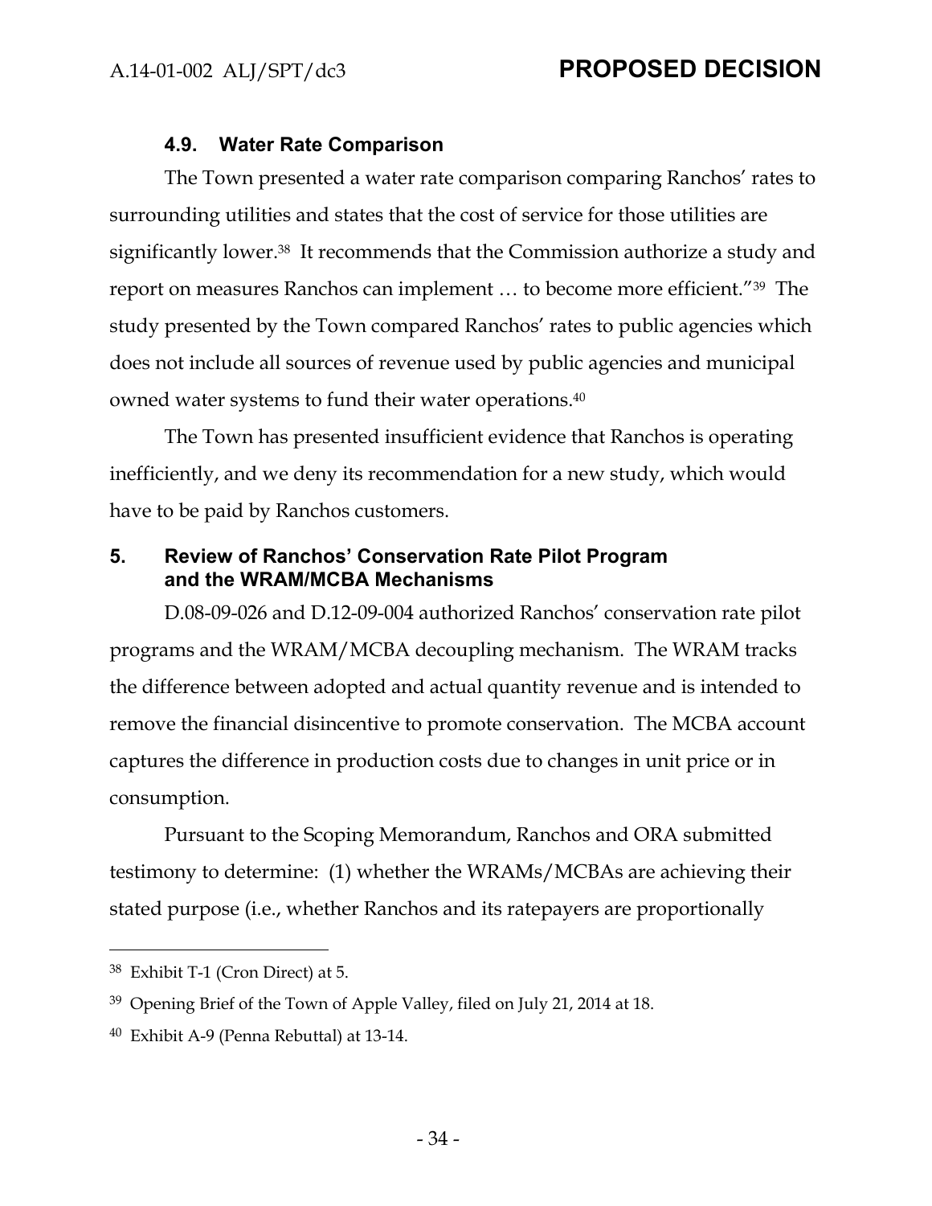### 4.9. Water Rate Comparison

The Town presented a water rate comparison comparing Ranchos' rates to surrounding utilities and states that the cost of service for those utilities are significantly lower.[38] It recommends that the Commission authorize a study and report on measures Ranchos can implement … to become more efficient."[39] The study presented by the Town compared Ranchos' rates to public agencies which does not include all sources of revenue used by public agencies and municipal owned water systems to fund their water operations.[40]

The Town has presented insufficient evidence that Ranchos is operating inefficiently, and we deny its recommendation for a new study, which would have to be paid by Ranchos customers.

## 5. Review of Ranchos' Conservation Rate Pilot Program and the WRAM/MCBA Mechanisms

D.08-09-026 and D.12-09-004 authorized Ranchos' conservation rate pilot programs and the WRAM/MCBA decoupling mechanism. The WRAM tracks the difference between adopted and actual quantity revenue and is intended to remove the financial disincentive to promote conservation. The MCBA account captures the difference in production costs due to changes in unit price or in consumption.

Pursuant to the Scoping Memorandum, Ranchos and ORA submitted testimony to determine: (1) whether the WRAMs/MCBAs are achieving their stated purpose (i.e., whether Ranchos and its ratepayers are proportionally

---

[38] Exhibit T-1 (Cron Direct) at 5.

[39] Opening Brief of the Town of Apple Valley, filed on July 21, 2014 at 18.

[40] Exhibit A-9 (Penna Rebuttal) at 13-14.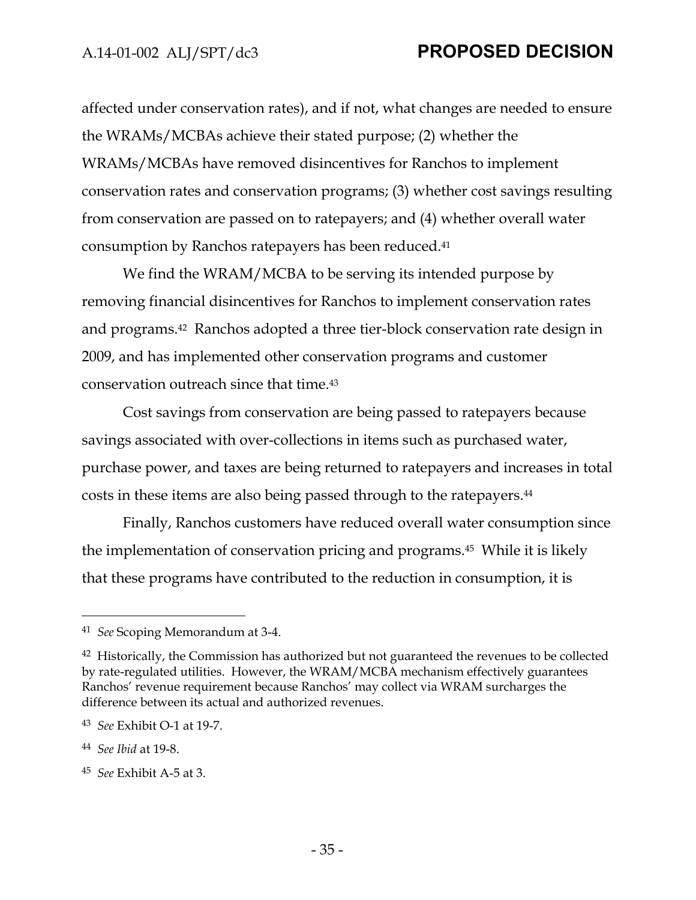affected under conservation rates), and if not, what changes are needed to ensure the WRAMs/MCBAs achieve their stated purpose; (2) whether the WRAMs/MCBAs have removed disincentives for Ranchos to implement conservation rates and conservation programs; (3) whether cost savings resulting from conservation are passed on to ratepayers; and (4) whether overall water consumption by Ranchos ratepayers has been reduced.[41]

We find the WRAM/MCBA to be serving its intended purpose by removing financial disincentives for Ranchos to implement conservation rates and programs.[42] Ranchos adopted a three tier-block conservation rate design in 2009, and has implemented other conservation programs and customer conservation outreach since that time.[43]

Cost savings from conservation are being passed to ratepayers because savings associated with over-collections in items such as purchased water, purchase power, and taxes are being returned to ratepayers and increases in total costs in these items are also being passed through to the ratepayers.[44]

Finally, Ranchos customers have reduced overall water consumption since the implementation of conservation pricing and programs.[45] While it is likely that these programs have contributed to the reduction in consumption, it is

---

[41] *See* Scoping Memorandum at 3-4.

[42] Historically, the Commission has authorized but not guaranteed the revenues to be collected by rate-regulated utilities. However, the WRAM/MCBA mechanism effectively guarantees Ranchos' revenue requirement because Ranchos' may collect via WRAM surcharges the difference between its actual and authorized revenues.

[43] *See* Exhibit O-1 at 19-7.

[44] *See Ibid* at 19-8.

[45] *See* Exhibit A-5 at 3.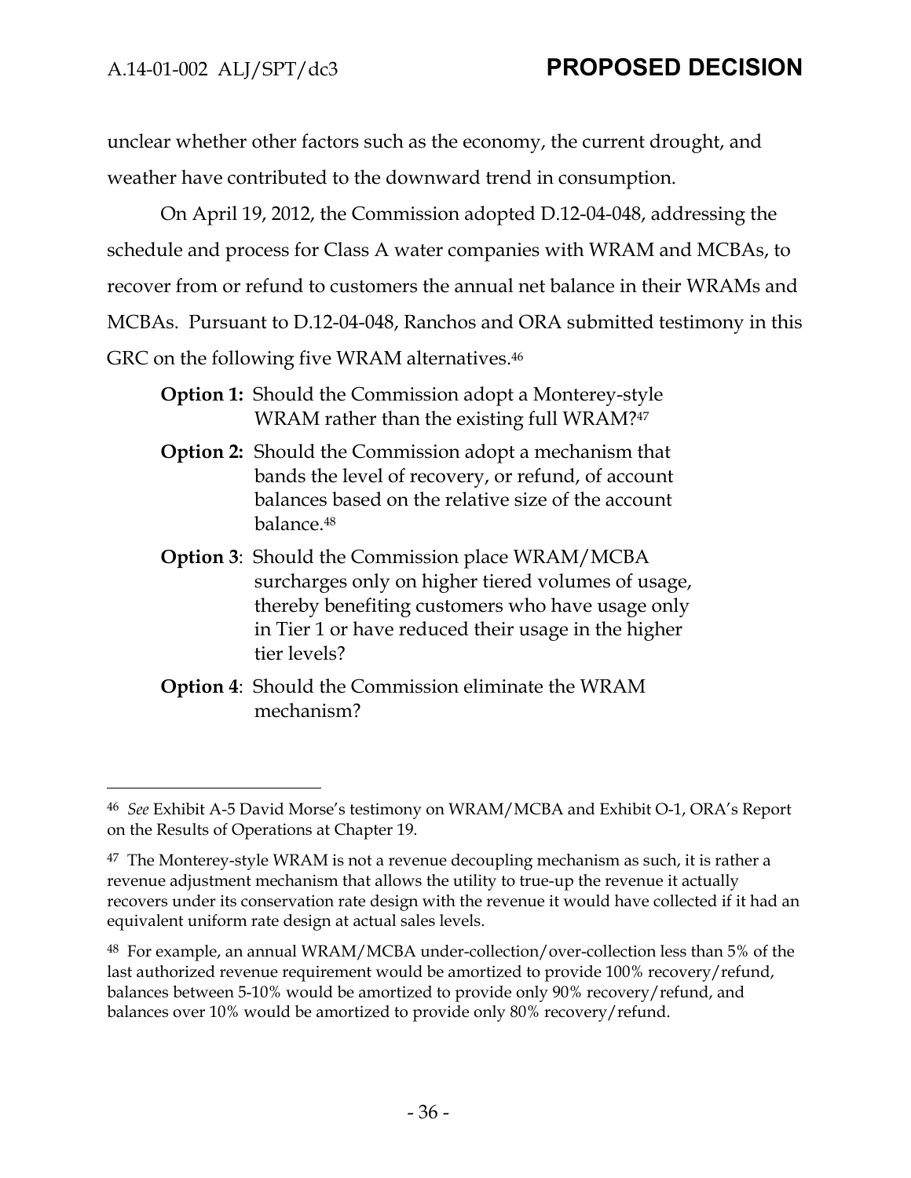unclear whether other factors such as the economy, the current drought, and weather have contributed to the downward trend in consumption.

On April 19, 2012, the Commission adopted D.12-04-048, addressing the schedule and process for Class A water companies with WRAM and MCBAs, to recover from or refund to customers the annual net balance in their WRAMs and MCBAs. Pursuant to D.12-04-048, Ranchos and ORA submitted testimony in this GRC on the following five WRAM alternatives.[46]

**Option 1:** Should the Commission adopt a Monterey-style WRAM rather than the existing full WRAM?[47]

**Option 2:** Should the Commission adopt a mechanism that bands the level of recovery, or refund, of account balances based on the relative size of the account balance.[48]

**Option 3**: Should the Commission place WRAM/MCBA surcharges only on higher tiered volumes of usage, thereby benefiting customers who have usage only in Tier 1 or have reduced their usage in the higher tier levels?

**Option 4**: Should the Commission eliminate the WRAM mechanism?

---

[46] *See* Exhibit A-5 David Morse's testimony on WRAM/MCBA and Exhibit O-1, ORA's Report on the Results of Operations at Chapter 19.

[47] The Monterey-style WRAM is not a revenue decoupling mechanism as such, it is rather a revenue adjustment mechanism that allows the utility to true-up the revenue it actually recovers under its conservation rate design with the revenue it would have collected if it had an equivalent uniform rate design at actual sales levels.

[48] For example, an annual WRAM/MCBA under-collection/over-collection less than 5% of the last authorized revenue requirement would be amortized to provide 100% recovery/refund, balances between 5-10% would be amortized to provide only 90% recovery/refund, and balances over 10% would be amortized to provide only 80% recovery/refund.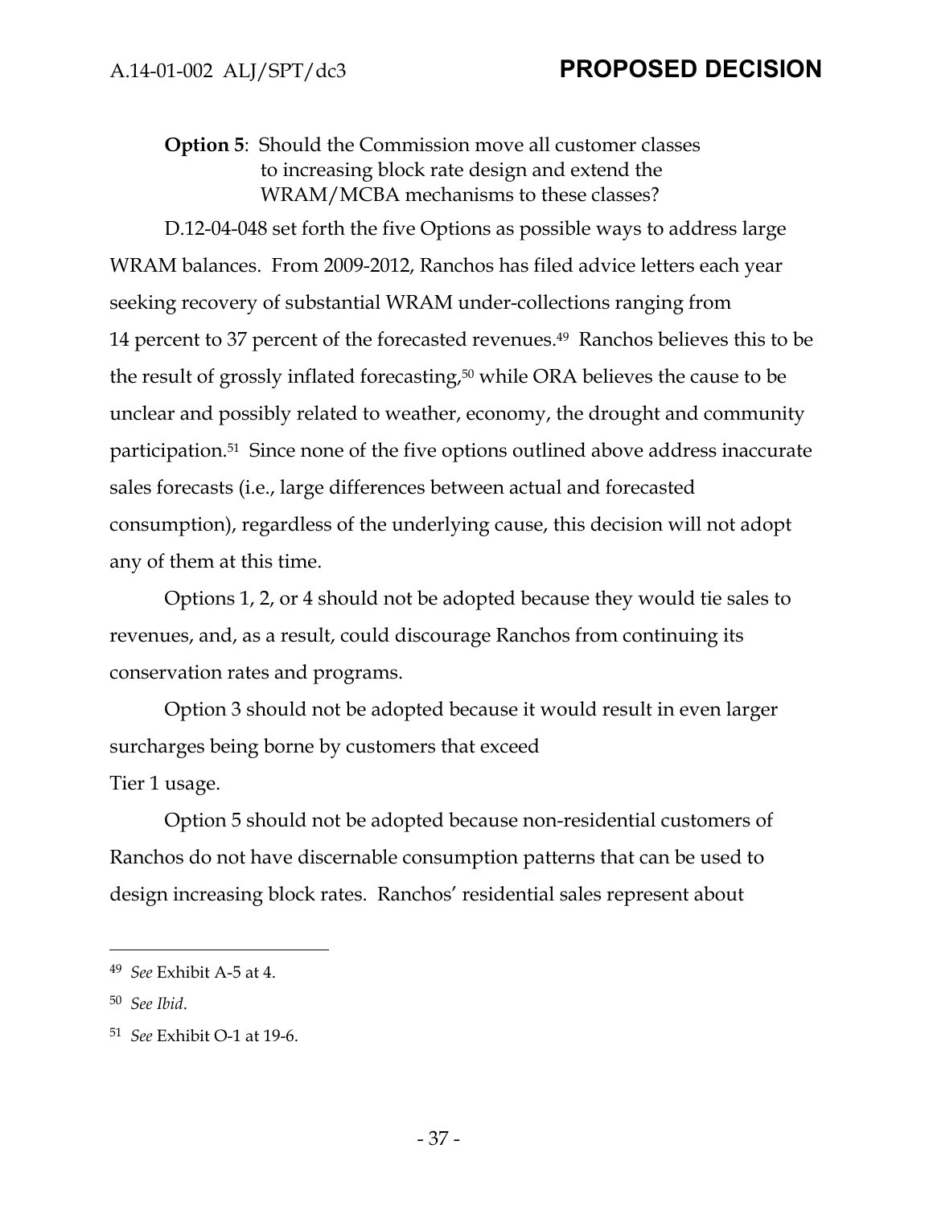**Option 5**: Should the Commission move all customer classes to increasing block rate design and extend the WRAM/MCBA mechanisms to these classes?

D.12-04-048 set forth the five Options as possible ways to address large WRAM balances. From 2009-2012, Ranchos has filed advice letters each year seeking recovery of substantial WRAM under-collections ranging from 14 percent to 37 percent of the forecasted revenues.[49] Ranchos believes this to be the result of grossly inflated forecasting,[50] while ORA believes the cause to be unclear and possibly related to weather, economy, the drought and community participation.[51] Since none of the five options outlined above address inaccurate sales forecasts (i.e., large differences between actual and forecasted consumption), regardless of the underlying cause, this decision will not adopt any of them at this time.

Options 1, 2, or 4 should not be adopted because they would tie sales to revenues, and, as a result, could discourage Ranchos from continuing its conservation rates and programs.

Option 3 should not be adopted because it would result in even larger surcharges being borne by customers that exceed Tier 1 usage.

Option 5 should not be adopted because non-residential customers of Ranchos do not have discernable consumption patterns that can be used to design increasing block rates. Ranchos' residential sales represent about

---

[49] *See* Exhibit A-5 at 4.

[50] *See Ibid*.

[51] *See* Exhibit O-1 at 19-6.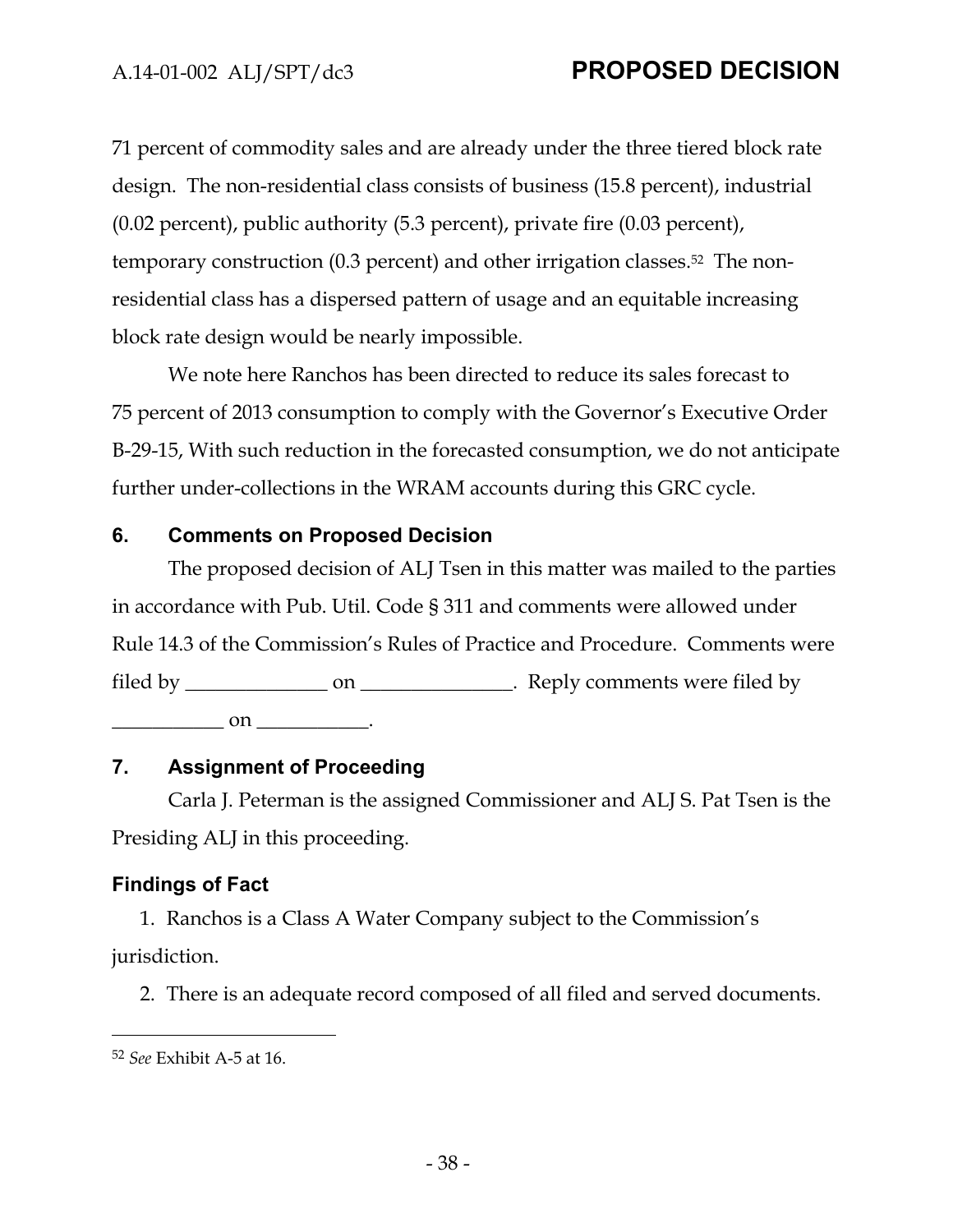71 percent of commodity sales and are already under the three tiered block rate design. The non-residential class consists of business (15.8 percent), industrial (0.02 percent), public authority (5.3 percent), private fire (0.03 percent), temporary construction (0.3 percent) and other irrigation classes.[52] The non-residential class has a dispersed pattern of usage and an equitable increasing block rate design would be nearly impossible.

We note here Ranchos has been directed to reduce its sales forecast to 75 percent of 2013 consumption to comply with the Governor's Executive Order B-29-15, With such reduction in the forecasted consumption, we do not anticipate further under-collections in the WRAM accounts during this GRC cycle.

## 6. Comments on Proposed Decision

The proposed decision of ALJ Tsen in this matter was mailed to the parties in accordance with Pub. Util. Code § 311 and comments were allowed under Rule 14.3 of the Commission's Rules of Practice and Procedure. Comments were filed by ______________ on _______________. Reply comments were filed by ___________ on ___________.

## 7. Assignment of Proceeding

Carla J. Peterman is the assigned Commissioner and ALJ S. Pat Tsen is the Presiding ALJ in this proceeding.

## Findings of Fact

1. Ranchos is a Class A Water Company subject to the Commission's jurisdiction.

2. There is an adequate record composed of all filed and served documents.

---

[52] *See* Exhibit A-5 at 16.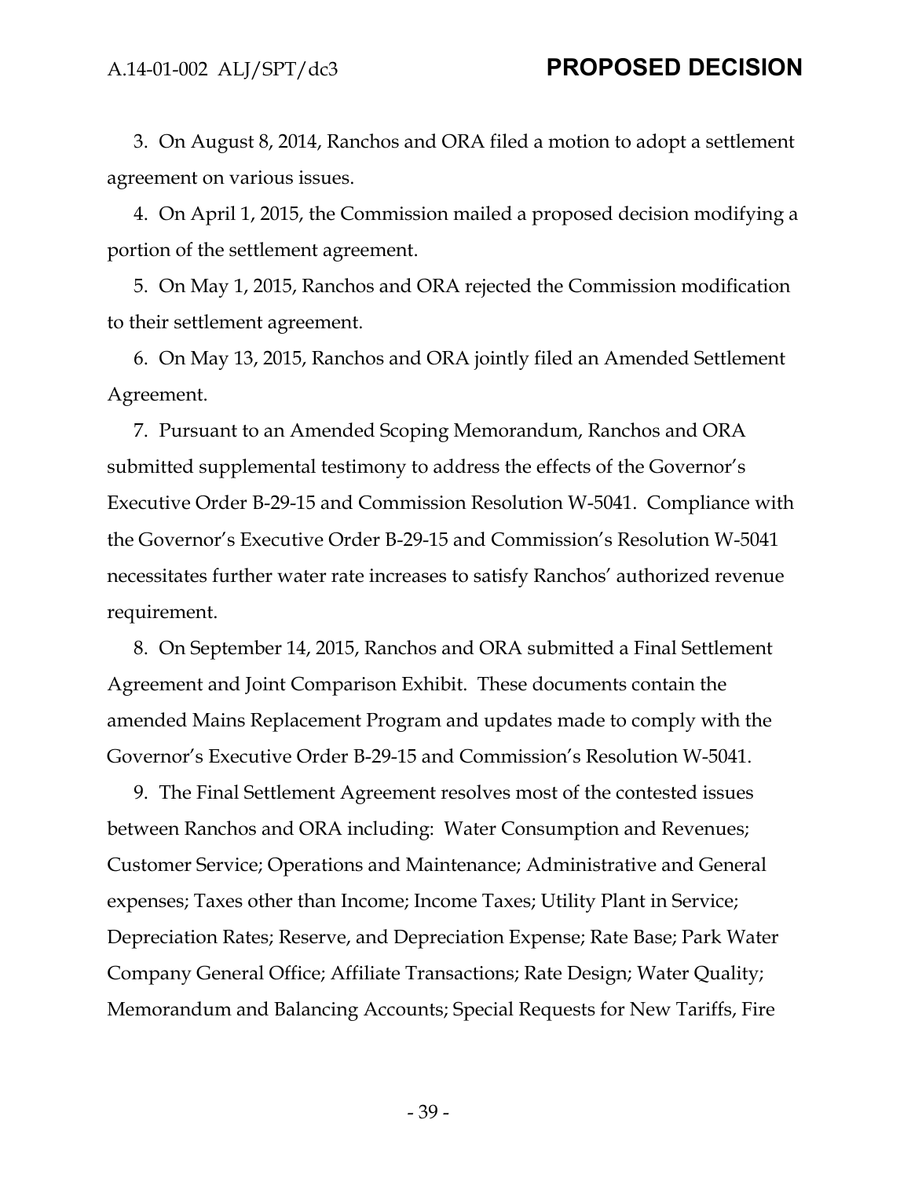3. On August 8, 2014, Ranchos and ORA filed a motion to adopt a settlement agreement on various issues.

4. On April 1, 2015, the Commission mailed a proposed decision modifying a portion of the settlement agreement.

5. On May 1, 2015, Ranchos and ORA rejected the Commission modification to their settlement agreement.

6. On May 13, 2015, Ranchos and ORA jointly filed an Amended Settlement Agreement.

7. Pursuant to an Amended Scoping Memorandum, Ranchos and ORA submitted supplemental testimony to address the effects of the Governor's Executive Order B-29-15 and Commission Resolution W-5041. Compliance with the Governor's Executive Order B-29-15 and Commission's Resolution W-5041 necessitates further water rate increases to satisfy Ranchos' authorized revenue requirement.

8. On September 14, 2015, Ranchos and ORA submitted a Final Settlement Agreement and Joint Comparison Exhibit. These documents contain the amended Mains Replacement Program and updates made to comply with the Governor's Executive Order B-29-15 and Commission's Resolution W-5041.

9. The Final Settlement Agreement resolves most of the contested issues between Ranchos and ORA including: Water Consumption and Revenues; Customer Service; Operations and Maintenance; Administrative and General expenses; Taxes other than Income; Income Taxes; Utility Plant in Service; Depreciation Rates; Reserve, and Depreciation Expense; Rate Base; Park Water Company General Office; Affiliate Transactions; Rate Design; Water Quality; Memorandum and Balancing Accounts; Special Requests for New Tariffs, Fire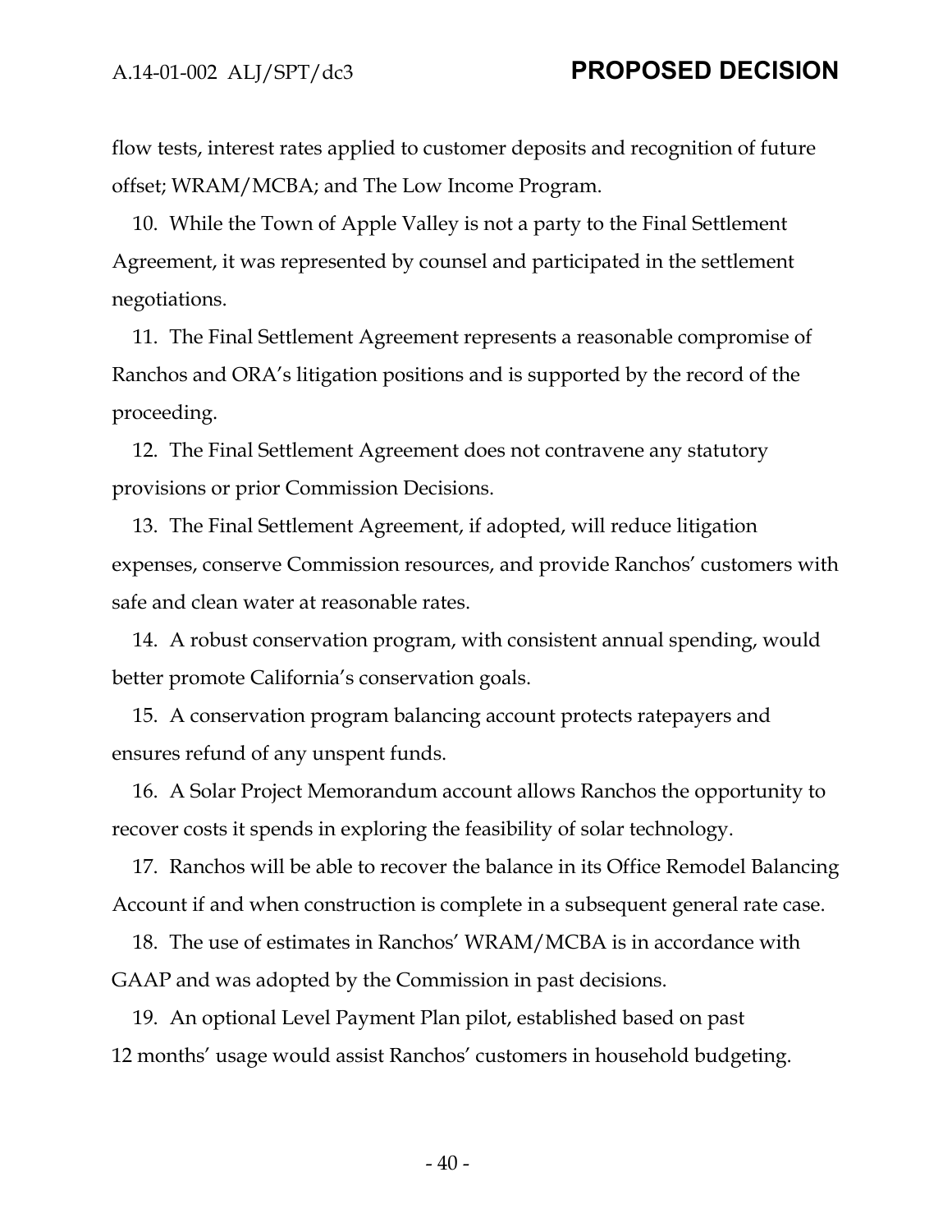flow tests, interest rates applied to customer deposits and recognition of future offset; WRAM/MCBA; and The Low Income Program.

10. While the Town of Apple Valley is not a party to the Final Settlement Agreement, it was represented by counsel and participated in the settlement negotiations.

11. The Final Settlement Agreement represents a reasonable compromise of Ranchos and ORA's litigation positions and is supported by the record of the proceeding.

12. The Final Settlement Agreement does not contravene any statutory provisions or prior Commission Decisions.

13. The Final Settlement Agreement, if adopted, will reduce litigation expenses, conserve Commission resources, and provide Ranchos' customers with safe and clean water at reasonable rates.

14. A robust conservation program, with consistent annual spending, would better promote California's conservation goals.

15. A conservation program balancing account protects ratepayers and ensures refund of any unspent funds.

16. A Solar Project Memorandum account allows Ranchos the opportunity to recover costs it spends in exploring the feasibility of solar technology.

17. Ranchos will be able to recover the balance in its Office Remodel Balancing Account if and when construction is complete in a subsequent general rate case.

18. The use of estimates in Ranchos' WRAM/MCBA is in accordance with GAAP and was adopted by the Commission in past decisions.

19. An optional Level Payment Plan pilot, established based on past 12 months' usage would assist Ranchos' customers in household budgeting.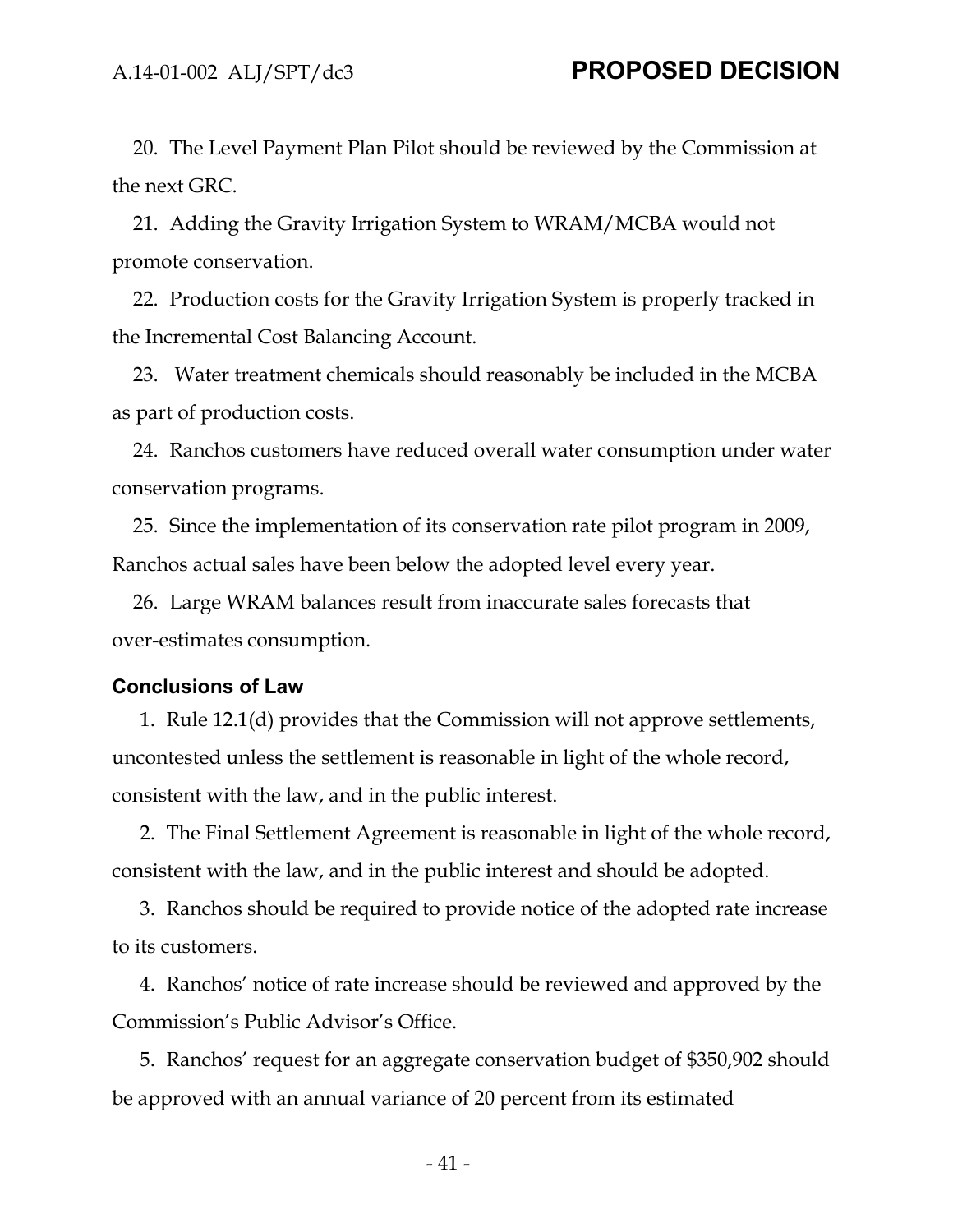20. The Level Payment Plan Pilot should be reviewed by the Commission at the next GRC.

21. Adding the Gravity Irrigation System to WRAM/MCBA would not promote conservation.

22. Production costs for the Gravity Irrigation System is properly tracked in the Incremental Cost Balancing Account.

23. Water treatment chemicals should reasonably be included in the MCBA as part of production costs.

24. Ranchos customers have reduced overall water consumption under water conservation programs.

25. Since the implementation of its conservation rate pilot program in 2009, Ranchos actual sales have been below the adopted level every year.

26. Large WRAM balances result from inaccurate sales forecasts that over-estimates consumption.

### Conclusions of Law

1. Rule 12.1(d) provides that the Commission will not approve settlements, uncontested unless the settlement is reasonable in light of the whole record, consistent with the law, and in the public interest.

2. The Final Settlement Agreement is reasonable in light of the whole record, consistent with the law, and in the public interest and should be adopted.

3. Ranchos should be required to provide notice of the adopted rate increase to its customers.

4. Ranchos' notice of rate increase should be reviewed and approved by the Commission's Public Advisor's Office.

5. Ranchos' request for an aggregate conservation budget of $350,902 should be approved with an annual variance of 20 percent from its estimated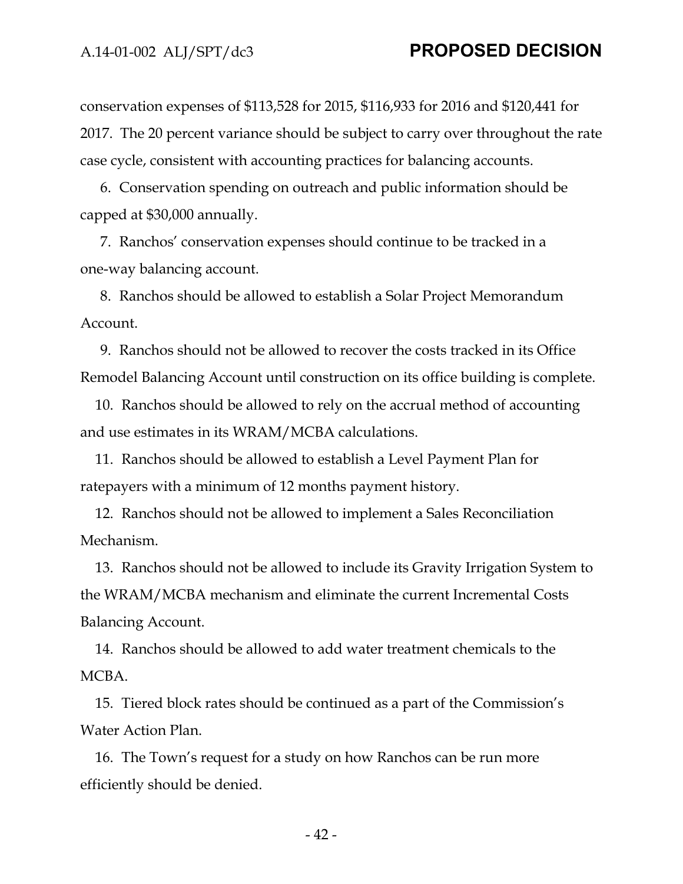conservation expenses of $113,528 for 2015, $116,933 for 2016 and $120,441 for 2017. The 20 percent variance should be subject to carry over throughout the rate case cycle, consistent with accounting practices for balancing accounts.

6. Conservation spending on outreach and public information should be capped at $30,000 annually.

7. Ranchos' conservation expenses should continue to be tracked in a one-way balancing account.

8. Ranchos should be allowed to establish a Solar Project Memorandum Account.

9. Ranchos should not be allowed to recover the costs tracked in its Office Remodel Balancing Account until construction on its office building is complete.

10. Ranchos should be allowed to rely on the accrual method of accounting and use estimates in its WRAM/MCBA calculations.

11. Ranchos should be allowed to establish a Level Payment Plan for ratepayers with a minimum of 12 months payment history.

12. Ranchos should not be allowed to implement a Sales Reconciliation Mechanism.

13. Ranchos should not be allowed to include its Gravity Irrigation System to the WRAM/MCBA mechanism and eliminate the current Incremental Costs Balancing Account.

14. Ranchos should be allowed to add water treatment chemicals to the MCBA.

15. Tiered block rates should be continued as a part of the Commission's Water Action Plan.

16. The Town's request for a study on how Ranchos can be run more efficiently should be denied.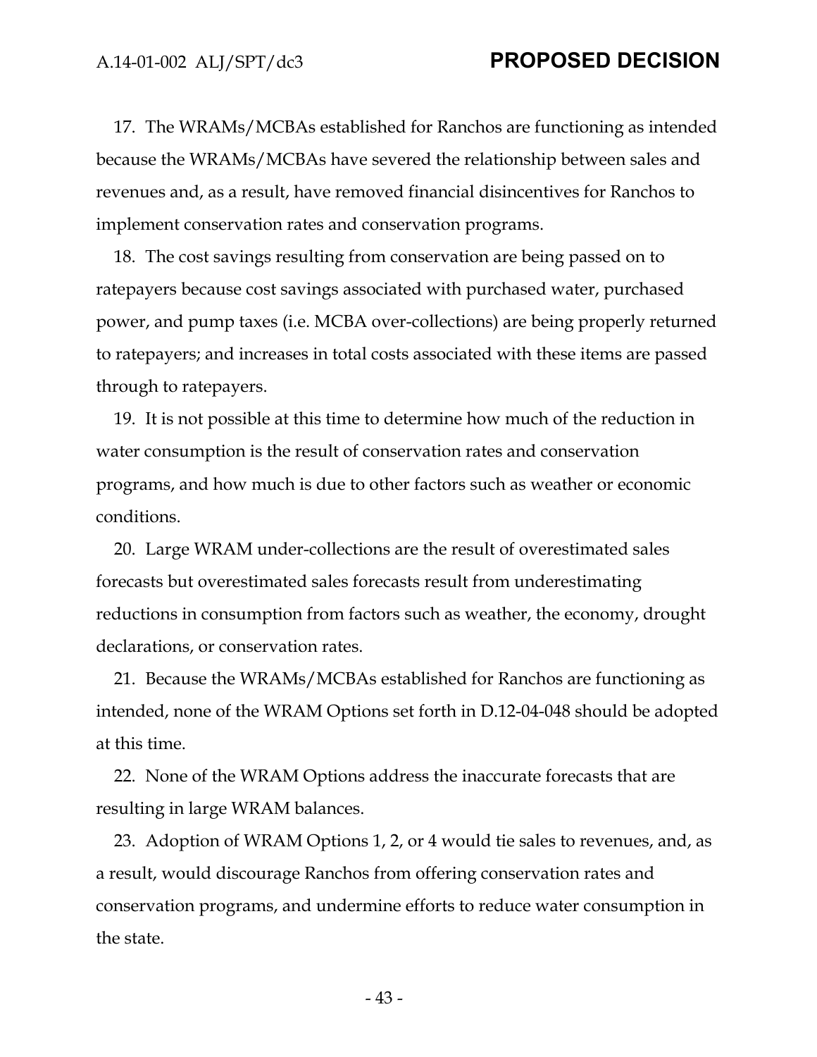17. The WRAMs/MCBAs established for Ranchos are functioning as intended because the WRAMs/MCBAs have severed the relationship between sales and revenues and, as a result, have removed financial disincentives for Ranchos to implement conservation rates and conservation programs.

18. The cost savings resulting from conservation are being passed on to ratepayers because cost savings associated with purchased water, purchased power, and pump taxes (i.e. MCBA over-collections) are being properly returned to ratepayers; and increases in total costs associated with these items are passed through to ratepayers.

19. It is not possible at this time to determine how much of the reduction in water consumption is the result of conservation rates and conservation programs, and how much is due to other factors such as weather or economic conditions.

20. Large WRAM under-collections are the result of overestimated sales forecasts but overestimated sales forecasts result from underestimating reductions in consumption from factors such as weather, the economy, drought declarations, or conservation rates.

21. Because the WRAMs/MCBAs established for Ranchos are functioning as intended, none of the WRAM Options set forth in D.12-04-048 should be adopted at this time.

22. None of the WRAM Options address the inaccurate forecasts that are resulting in large WRAM balances.

23. Adoption of WRAM Options 1, 2, or 4 would tie sales to revenues, and, as a result, would discourage Ranchos from offering conservation rates and conservation programs, and undermine efforts to reduce water consumption in the state.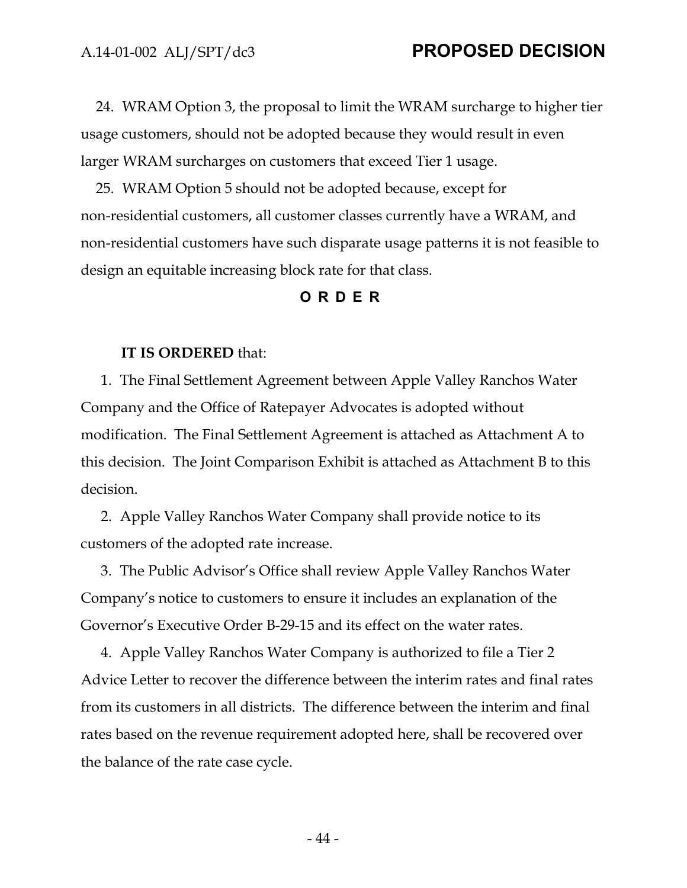24. WRAM Option 3, the proposal to limit the WRAM surcharge to higher tier usage customers, should not be adopted because they would result in even larger WRAM surcharges on customers that exceed Tier 1 usage.

25. WRAM Option 5 should not be adopted because, except for non-residential customers, all customer classes currently have a WRAM, and non-residential customers have such disparate usage patterns it is not feasible to design an equitable increasing block rate for that class.

## O R D E R

**IT IS ORDERED** that:

1. The Final Settlement Agreement between Apple Valley Ranchos Water Company and the Office of Ratepayer Advocates is adopted without modification. The Final Settlement Agreement is attached as Attachment A to this decision. The Joint Comparison Exhibit is attached as Attachment B to this decision.

2. Apple Valley Ranchos Water Company shall provide notice to its customers of the adopted rate increase.

3. The Public Advisor's Office shall review Apple Valley Ranchos Water Company's notice to customers to ensure it includes an explanation of the Governor's Executive Order B-29-15 and its effect on the water rates.

4. Apple Valley Ranchos Water Company is authorized to file a Tier 2 Advice Letter to recover the difference between the interim rates and final rates from its customers in all districts. The difference between the interim and final rates based on the revenue requirement adopted here, shall be recovered over the balance of the rate case cycle.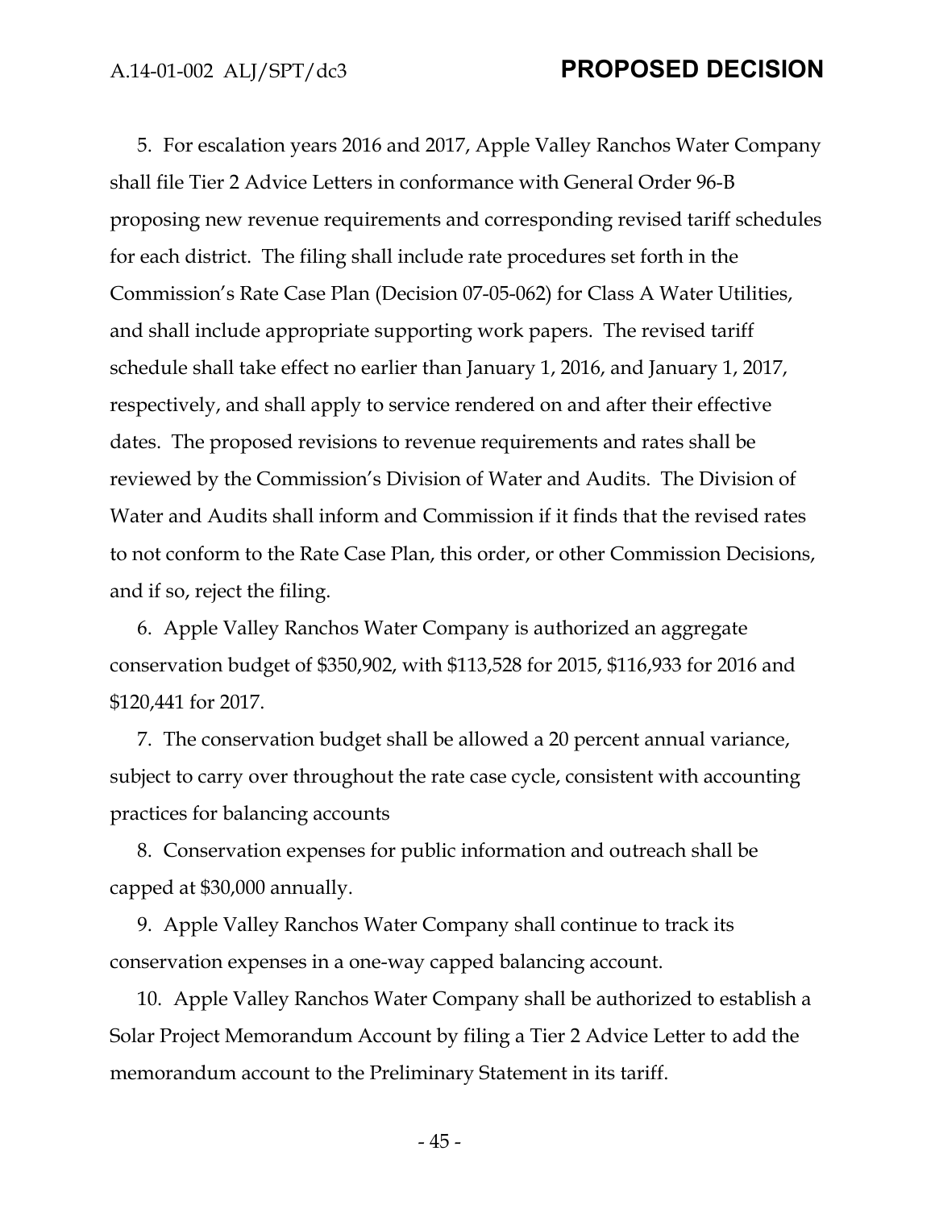5. For escalation years 2016 and 2017, Apple Valley Ranchos Water Company shall file Tier 2 Advice Letters in conformance with General Order 96-B proposing new revenue requirements and corresponding revised tariff schedules for each district. The filing shall include rate procedures set forth in the Commission's Rate Case Plan (Decision 07-05-062) for Class A Water Utilities, and shall include appropriate supporting work papers. The revised tariff schedule shall take effect no earlier than January 1, 2016, and January 1, 2017, respectively, and shall apply to service rendered on and after their effective dates. The proposed revisions to revenue requirements and rates shall be reviewed by the Commission's Division of Water and Audits. The Division of Water and Audits shall inform and Commission if it finds that the revised rates to not conform to the Rate Case Plan, this order, or other Commission Decisions, and if so, reject the filing.

6. Apple Valley Ranchos Water Company is authorized an aggregate conservation budget of $350,902, with $113,528 for 2015, $116,933 for 2016 and $120,441 for 2017.

7. The conservation budget shall be allowed a 20 percent annual variance, subject to carry over throughout the rate case cycle, consistent with accounting practices for balancing accounts

8. Conservation expenses for public information and outreach shall be capped at $30,000 annually.

9. Apple Valley Ranchos Water Company shall continue to track its conservation expenses in a one-way capped balancing account.

10. Apple Valley Ranchos Water Company shall be authorized to establish a Solar Project Memorandum Account by filing a Tier 2 Advice Letter to add the memorandum account to the Preliminary Statement in its tariff.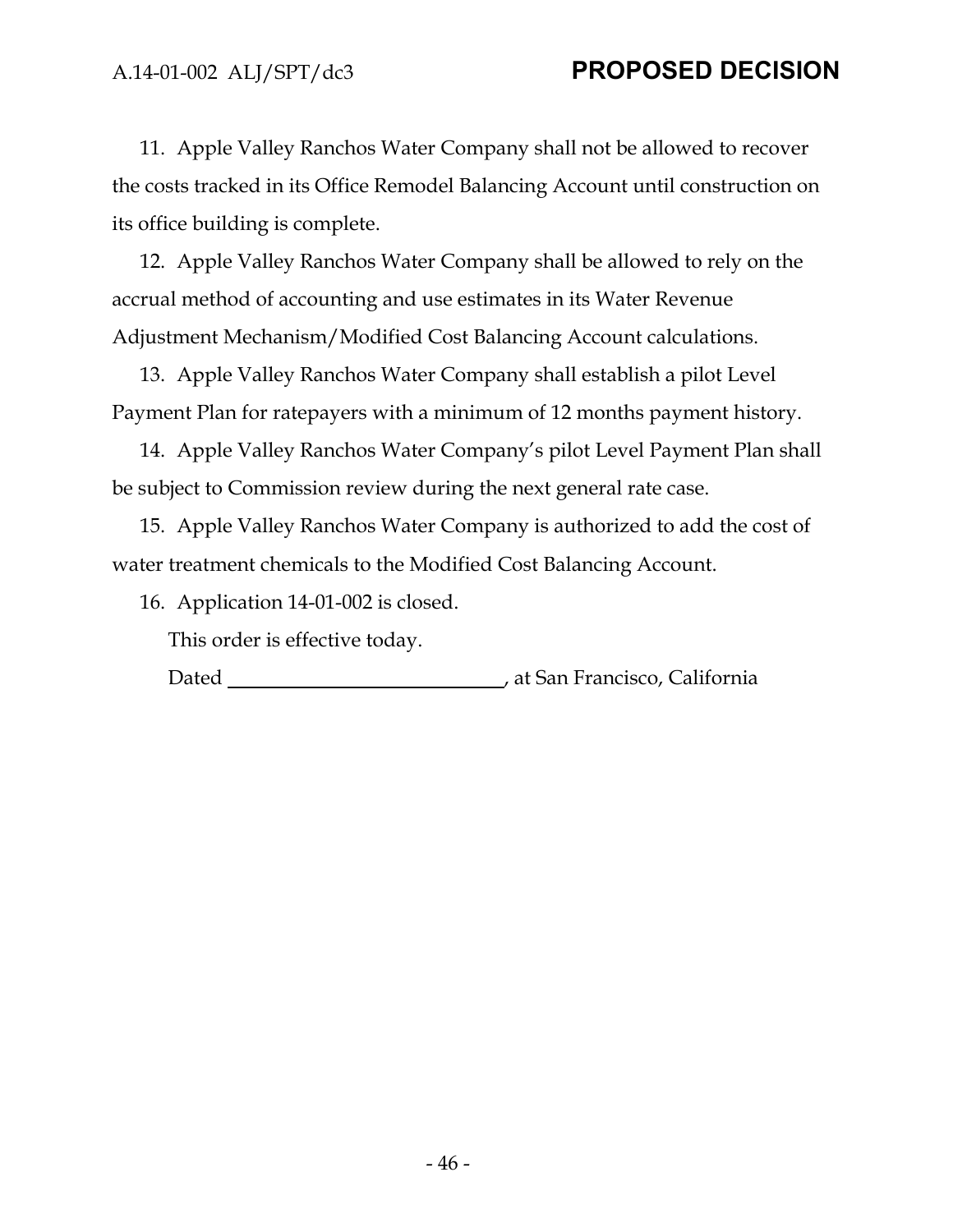11. Apple Valley Ranchos Water Company shall not be allowed to recover the costs tracked in its Office Remodel Balancing Account until construction on its office building is complete.

12. Apple Valley Ranchos Water Company shall be allowed to rely on the accrual method of accounting and use estimates in its Water Revenue Adjustment Mechanism/Modified Cost Balancing Account calculations.

13. Apple Valley Ranchos Water Company shall establish a pilot Level Payment Plan for ratepayers with a minimum of 12 months payment history.

14. Apple Valley Ranchos Water Company's pilot Level Payment Plan shall be subject to Commission review during the next general rate case.

15. Apple Valley Ranchos Water Company is authorized to add the cost of water treatment chemicals to the Modified Cost Balancing Account.

16. Application 14-01-002 is closed.

This order is effective today.

Dated ____________________________, at San Francisco, California